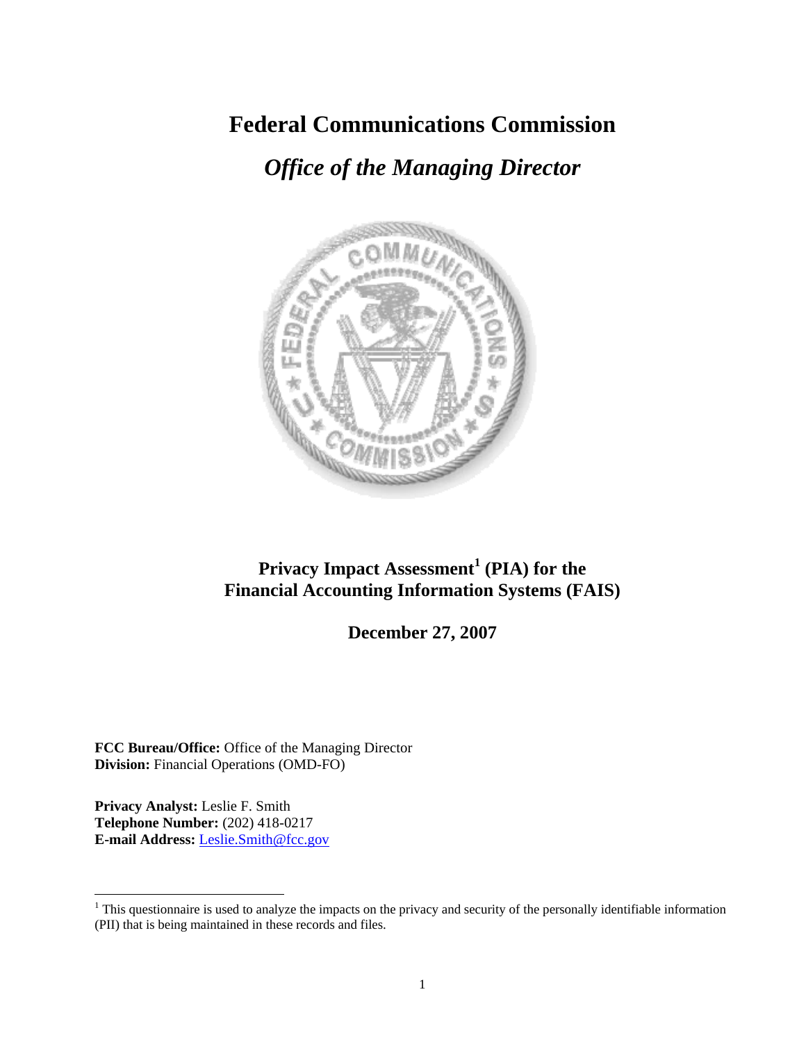# Federal Communications Commission

## *Office of the Managing Director*

## Privacy Impact Assessment[1] (PIA) for the Financial Accounting Information Systems (FAIS)

**December 27, 2007**

**FCC Bureau/Office:** Office of the Managing Director
**Division:** Financial Operations (OMD-FO)

**Privacy Analyst:** Leslie F. Smith
**Telephone Number:** (202) 418-0217
**E-mail Address:** Leslie.Smith@fcc.gov

---

[1] This questionnaire is used to analyze the impacts on the privacy and security of the personally identifiable information (PII) that is being maintained in these records and files.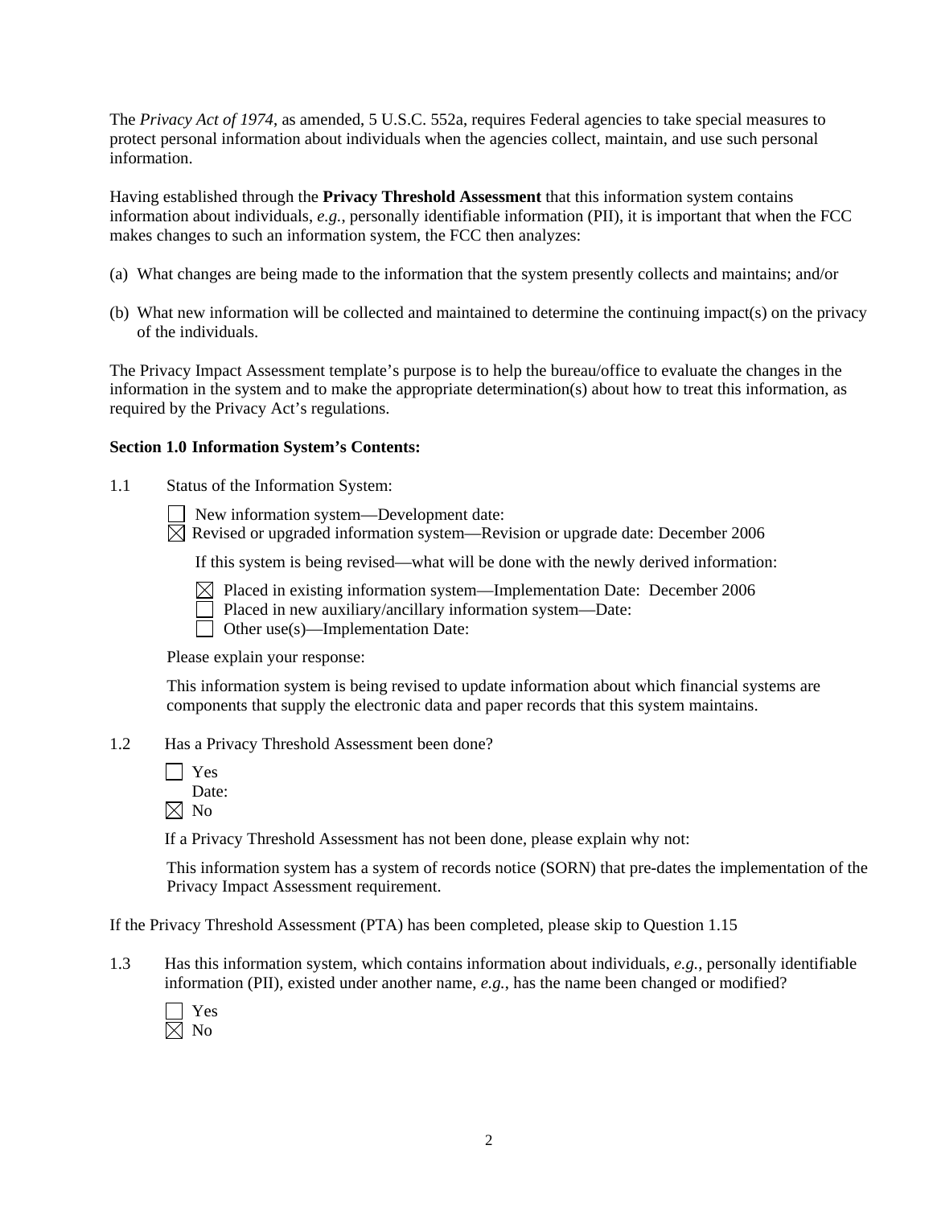The *Privacy Act of 1974*, as amended, 5 U.S.C. 552a, requires Federal agencies to take special measures to protect personal information about individuals when the agencies collect, maintain, and use such personal information.

Having established through the **Privacy Threshold Assessment** that this information system contains information about individuals, *e.g.,* personally identifiable information (PII), it is important that when the FCC makes changes to such an information system, the FCC then analyzes:

(a) What changes are being made to the information that the system presently collects and maintains; and/or

(b) What new information will be collected and maintained to determine the continuing impact(s) on the privacy of the individuals.

The Privacy Impact Assessment template's purpose is to help the bureau/office to evaluate the changes in the information in the system and to make the appropriate determination(s) about how to treat this information, as required by the Privacy Act's regulations.

**Section 1.0 Information System's Contents:**

1.1 Status of the Information System:

☐ New information system—Development date:
☒ Revised or upgraded information system—Revision or upgrade date: December 2006

If this system is being revised—what will be done with the newly derived information:

☒ Placed in existing information system—Implementation Date: December 2006
☐ Placed in new auxiliary/ancillary information system—Date:
☐ Other use(s)—Implementation Date:

Please explain your response:

This information system is being revised to update information about which financial systems are components that supply the electronic data and paper records that this system maintains.

1.2 Has a Privacy Threshold Assessment been done?

☐ Yes
Date:
☒ No

If a Privacy Threshold Assessment has not been done, please explain why not:

This information system has a system of records notice (SORN) that pre-dates the implementation of the Privacy Impact Assessment requirement.

If the Privacy Threshold Assessment (PTA) has been completed, please skip to Question 1.15

1.3 Has this information system, which contains information about individuals, *e.g.*, personally identifiable information (PII), existed under another name, *e.g.*, has the name been changed or modified?

☐ Yes
☒ No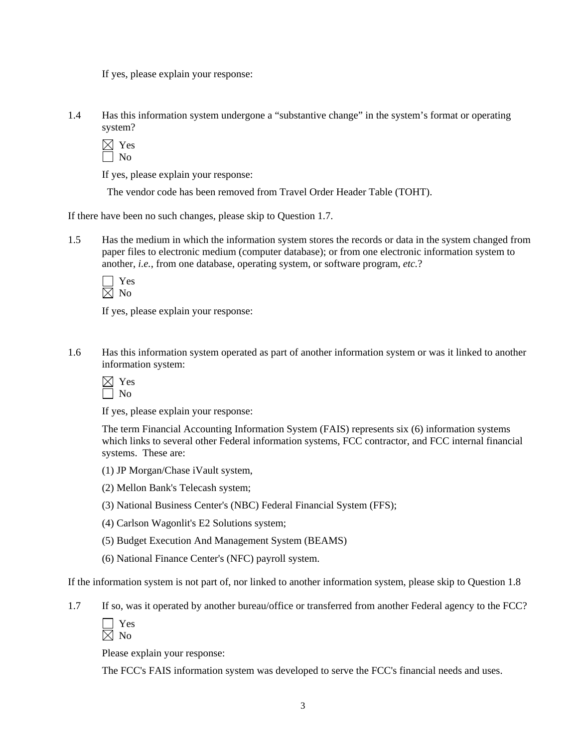If yes, please explain your response:

1.4 Has this information system undergone a "substantive change" in the system's format or operating system?

☒ Yes
☐ No

If yes, please explain your response:

The vendor code has been removed from Travel Order Header Table (TOHT).

If there have been no such changes, please skip to Question 1.7.

1.5 Has the medium in which the information system stores the records or data in the system changed from paper files to electronic medium (computer database); or from one electronic information system to another, *i.e.*, from one database, operating system, or software program, *etc.*?

☐ Yes
☒ No

If yes, please explain your response:

1.6 Has this information system operated as part of another information system or was it linked to another information system:

☒ Yes
☐ No

If yes, please explain your response:

The term Financial Accounting Information System (FAIS) represents six (6) information systems which links to several other Federal information systems, FCC contractor, and FCC internal financial systems. These are:

(1) JP Morgan/Chase iVault system,

(2) Mellon Bank's Telecash system;

(3) National Business Center's (NBC) Federal Financial System (FFS);

(4) Carlson Wagonlit's E2 Solutions system;

(5) Budget Execution And Management System (BEAMS)

(6) National Finance Center's (NFC) payroll system.

If the information system is not part of, nor linked to another information system, please skip to Question 1.8

1.7 If so, was it operated by another bureau/office or transferred from another Federal agency to the FCC?

☐ Yes
☒ No

Please explain your response:

The FCC's FAIS information system was developed to serve the FCC's financial needs and uses.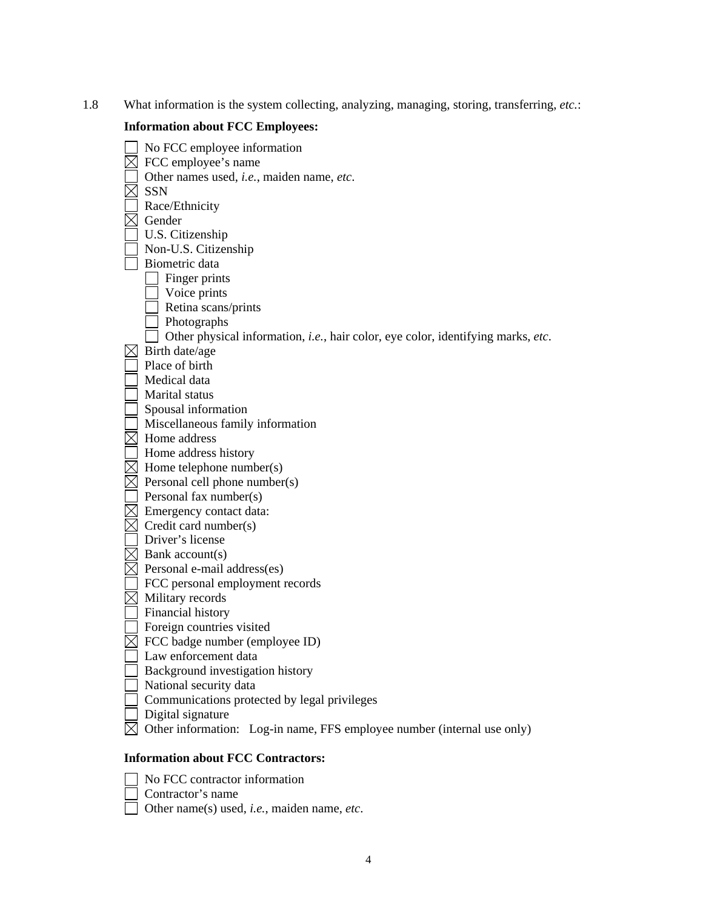1.8 What information is the system collecting, analyzing, managing, storing, transferring, *etc.*:

**Information about FCC Employees:**

- ☐ No FCC employee information
- ☒ FCC employee's name
- ☐ Other names used, *i.e.*, maiden name, *etc*.
- ☒ SSN
- ☐ Race/Ethnicity
- ☒ Gender
- ☐ U.S. Citizenship
- ☐ Non-U.S. Citizenship
- ☐ Biometric data
  - ☐ Finger prints
  - ☐ Voice prints
  - ☐ Retina scans/prints
  - ☐ Photographs
  - ☐ Other physical information, *i.e.*, hair color, eye color, identifying marks, *etc*.
- ☒ Birth date/age
- ☐ Place of birth
- ☐ Medical data
- ☐ Marital status
- ☐ Spousal information
- ☐ Miscellaneous family information
- ☒ Home address
- ☐ Home address history
- ☒ Home telephone number(s)
- ☒ Personal cell phone number(s)
- ☐ Personal fax number(s)
- ☒ Emergency contact data:
- ☒ Credit card number(s)
- ☐ Driver's license
- ☒ Bank account(s)
- ☒ Personal e-mail address(es)
- ☐ FCC personal employment records
- ☒ Military records
- ☐ Financial history
- ☐ Foreign countries visited
- ☒ FCC badge number (employee ID)
- ☐ Law enforcement data
- ☐ Background investigation history
- ☐ National security data
- ☐ Communications protected by legal privileges
- ☐ Digital signature
- ☒ Other information: Log-in name, FFS employee number (internal use only)

**Information about FCC Contractors:**

- ☐ No FCC contractor information
- ☐ Contractor's name
- ☐ Other name(s) used, *i.e.*, maiden name, *etc*.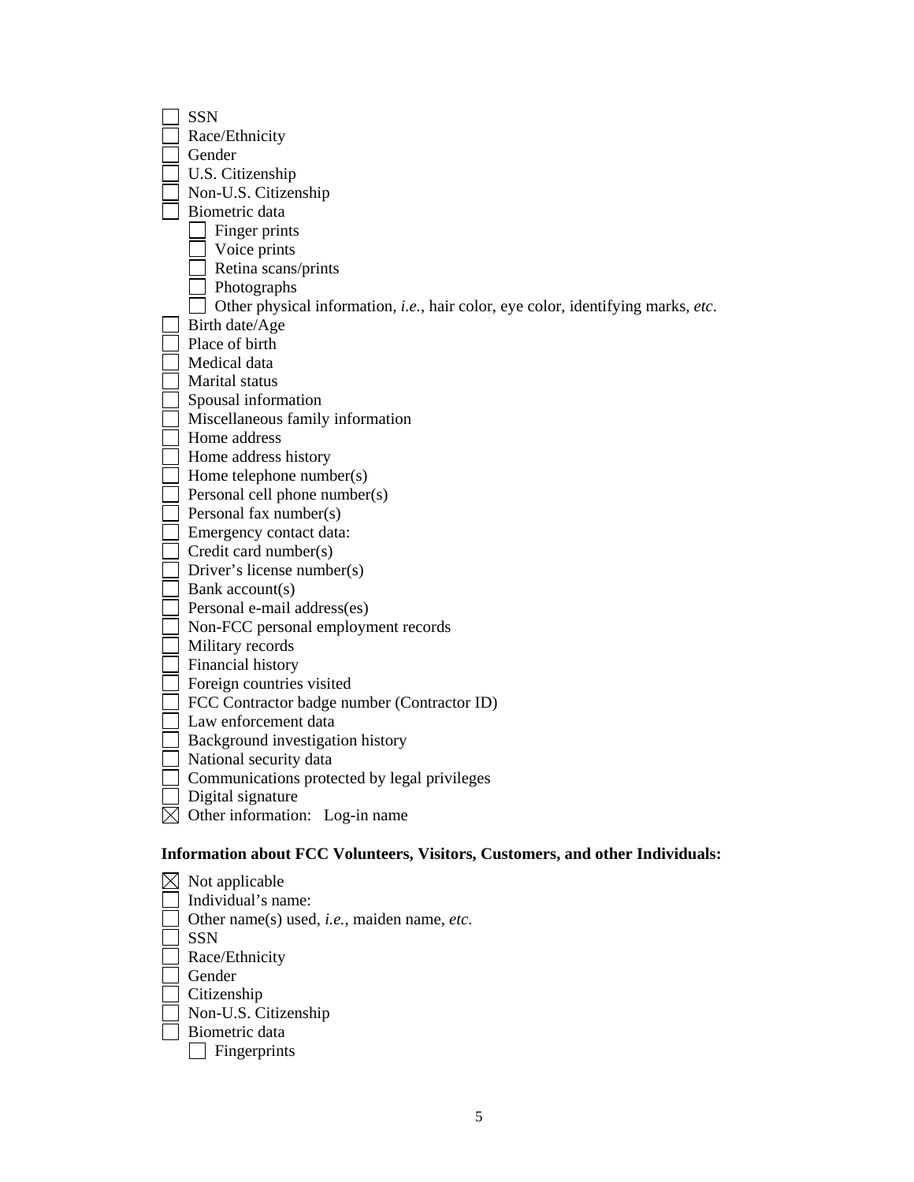- [ ] SSN
- [ ] Race/Ethnicity
- [ ] Gender
- [ ] U.S. Citizenship
- [ ] Non-U.S. Citizenship
- [ ] Biometric data
  - [ ] Finger prints
  - [ ] Voice prints
  - [ ] Retina scans/prints
  - [ ] Photographs
  - [ ] Other physical information, *i.e.*, hair color, eye color, identifying marks, *etc*.
- [ ] Birth date/Age
- [ ] Place of birth
- [ ] Medical data
- [ ] Marital status
- [ ] Spousal information
- [ ] Miscellaneous family information
- [ ] Home address
- [ ] Home address history
- [ ] Home telephone number(s)
- [ ] Personal cell phone number(s)
- [ ] Personal fax number(s)
- [ ] Emergency contact data:
- [ ] Credit card number(s)
- [ ] Driver's license number(s)
- [ ] Bank account(s)
- [ ] Personal e-mail address(es)
- [ ] Non-FCC personal employment records
- [ ] Military records
- [ ] Financial history
- [ ] Foreign countries visited
- [ ] FCC Contractor badge number (Contractor ID)
- [ ] Law enforcement data
- [ ] Background investigation history
- [ ] National security data
- [ ] Communications protected by legal privileges
- [ ] Digital signature
- [x] Other information: Log-in name

**Information about FCC Volunteers, Visitors, Customers, and other Individuals:**

- [x] Not applicable
- [ ] Individual's name:
- [ ] Other name(s) used, *i.e.*, maiden name, *etc*.
- [ ] SSN
- [ ] Race/Ethnicity
- [ ] Gender
- [ ] Citizenship
- [ ] Non-U.S. Citizenship
- [ ] Biometric data
  - [ ] Fingerprints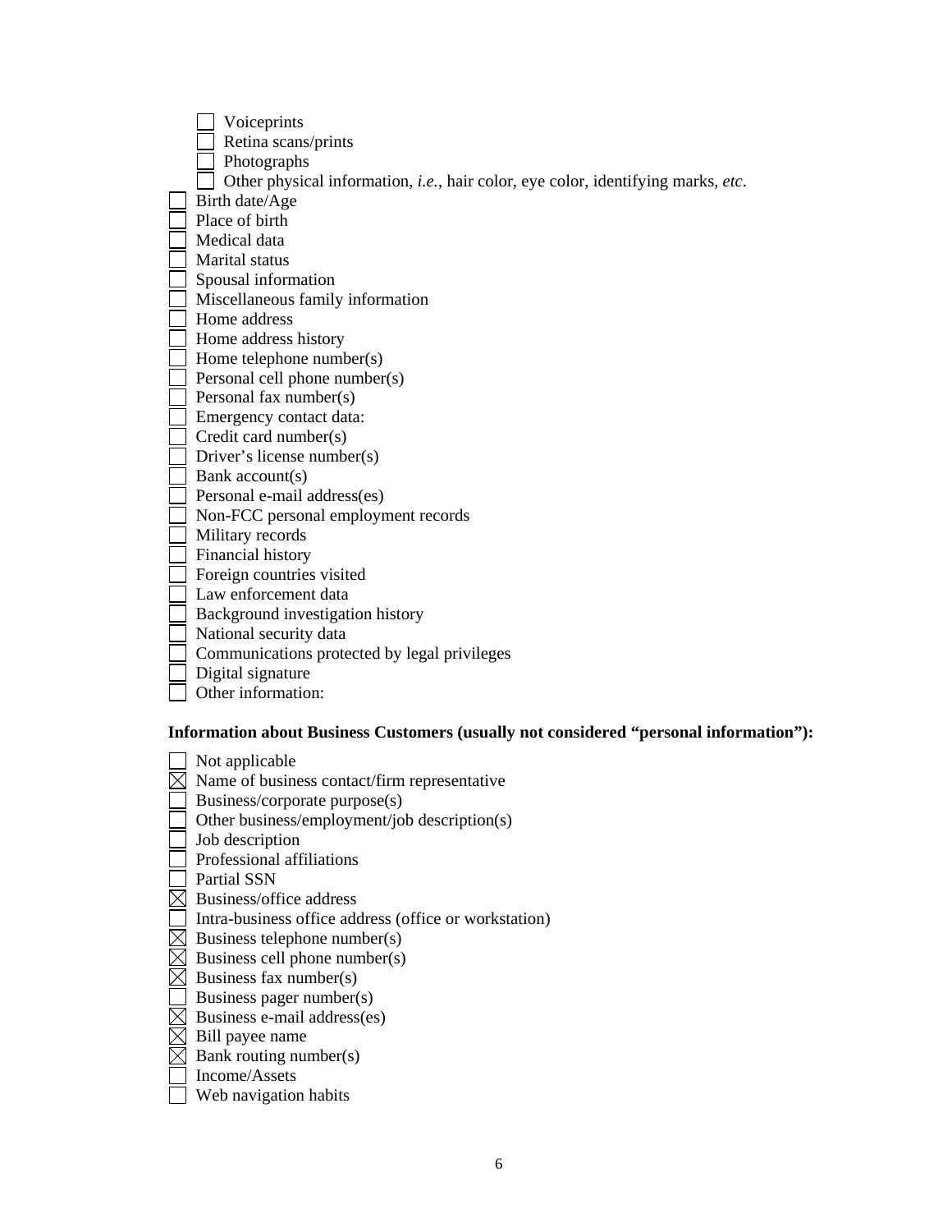- [ ] Voiceprints
- [ ] Retina scans/prints
- [ ] Photographs
- [ ] Other physical information, *i.e.*, hair color, eye color, identifying marks, *etc*.

- [ ] Birth date/Age
- [ ] Place of birth
- [ ] Medical data
- [ ] Marital status
- [ ] Spousal information
- [ ] Miscellaneous family information
- [ ] Home address
- [ ] Home address history
- [ ] Home telephone number(s)
- [ ] Personal cell phone number(s)
- [ ] Personal fax number(s)
- [ ] Emergency contact data:
- [ ] Credit card number(s)
- [ ] Driver's license number(s)
- [ ] Bank account(s)
- [ ] Personal e-mail address(es)
- [ ] Non-FCC personal employment records
- [ ] Military records
- [ ] Financial history
- [ ] Foreign countries visited
- [ ] Law enforcement data
- [ ] Background investigation history
- [ ] National security data
- [ ] Communications protected by legal privileges
- [ ] Digital signature
- [ ] Other information:

**Information about Business Customers (usually not considered "personal information"):**

- [ ] Not applicable
- [x] Name of business contact/firm representative
- [ ] Business/corporate purpose(s)
- [ ] Other business/employment/job description(s)
- [ ] Job description
- [ ] Professional affiliations
- [ ] Partial SSN
- [x] Business/office address
- [ ] Intra-business office address (office or workstation)
- [x] Business telephone number(s)
- [x] Business cell phone number(s)
- [x] Business fax number(s)
- [ ] Business pager number(s)
- [x] Business e-mail address(es)
- [x] Bill payee name
- [x] Bank routing number(s)
- [ ] Income/Assets
- [ ] Web navigation habits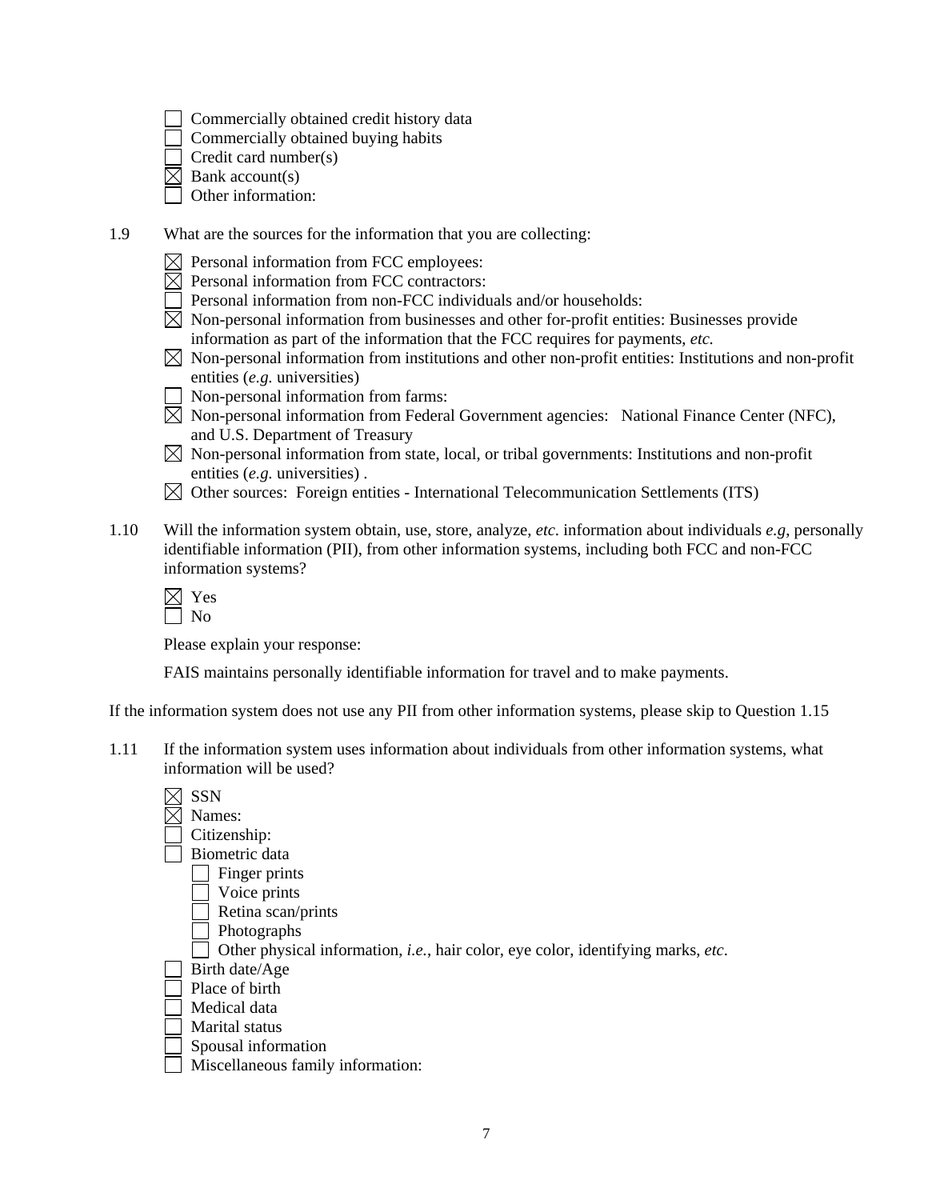- [ ] Commercially obtained credit history data
- [ ] Commercially obtained buying habits
- [ ] Credit card number(s)
- [x] Bank account(s)
- [ ] Other information:

1.9 What are the sources for the information that you are collecting:

- [x] Personal information from FCC employees:
- [x] Personal information from FCC contractors:
- [ ] Personal information from non-FCC individuals and/or households:
- [x] Non-personal information from businesses and other for-profit entities: Businesses provide information as part of the information that the FCC requires for payments, *etc.*
- [x] Non-personal information from institutions and other non-profit entities: Institutions and non-profit entities (*e.g.* universities)
- [ ] Non-personal information from farms:
- [x] Non-personal information from Federal Government agencies: National Finance Center (NFC), and U.S. Department of Treasury
- [x] Non-personal information from state, local, or tribal governments: Institutions and non-profit entities (*e.g.* universities) .
- [x] Other sources: Foreign entities - International Telecommunication Settlements (ITS)

1.10 Will the information system obtain, use, store, analyze, *etc.* information about individuals *e.g*, personally identifiable information (PII), from other information systems, including both FCC and non-FCC information systems?

- [x] Yes
- [ ] No

Please explain your response:

FAIS maintains personally identifiable information for travel and to make payments.

If the information system does not use any PII from other information systems, please skip to Question 1.15

1.11 If the information system uses information about individuals from other information systems, what information will be used?

- [x] SSN
- [x] Names:
- [ ] Citizenship:
- [ ] Biometric data
  - [ ] Finger prints
  - [ ] Voice prints
  - [ ] Retina scan/prints
  - [ ] Photographs
  - [ ] Other physical information, *i.e.*, hair color, eye color, identifying marks, *etc*.
- [ ] Birth date/Age
- [ ] Place of birth
- [ ] Medical data
- [ ] Marital status
- [ ] Spousal information
- [ ] Miscellaneous family information: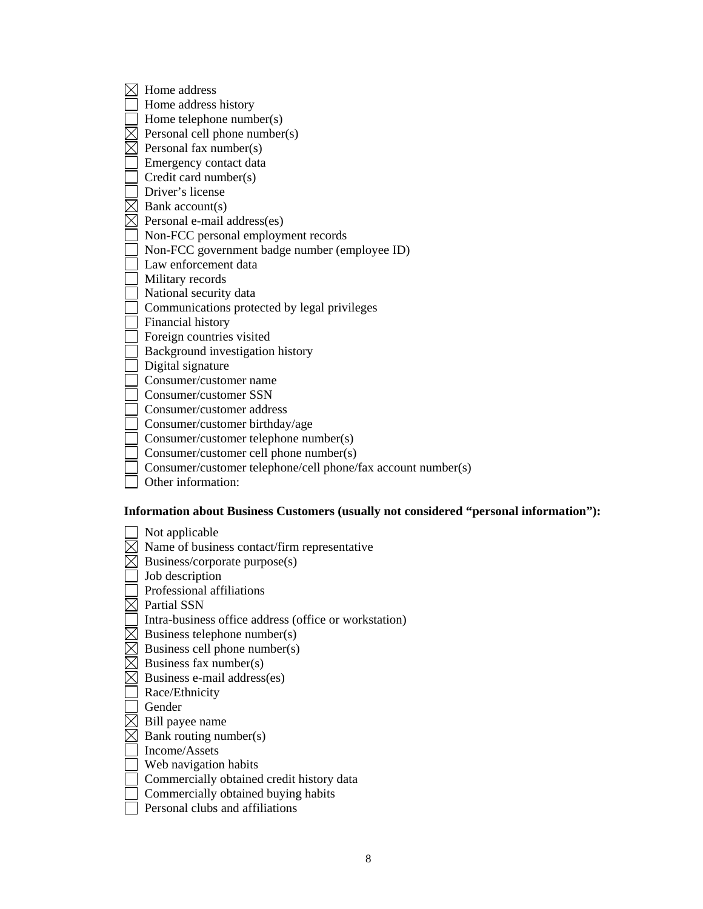- [x] Home address
- [ ] Home address history
- [ ] Home telephone number(s)
- [x] Personal cell phone number(s)
- [x] Personal fax number(s)
- [ ] Emergency contact data
- [ ] Credit card number(s)
- [ ] Driver's license
- [x] Bank account(s)
- [x] Personal e-mail address(es)
- [ ] Non-FCC personal employment records
- [ ] Non-FCC government badge number (employee ID)
- [ ] Law enforcement data
- [ ] Military records
- [ ] National security data
- [ ] Communications protected by legal privileges
- [ ] Financial history
- [ ] Foreign countries visited
- [ ] Background investigation history
- [ ] Digital signature
- [ ] Consumer/customer name
- [ ] Consumer/customer SSN
- [ ] Consumer/customer address
- [ ] Consumer/customer birthday/age
- [ ] Consumer/customer telephone number(s)
- [ ] Consumer/customer cell phone number(s)
- [ ] Consumer/customer telephone/cell phone/fax account number(s)
- [ ] Other information:

**Information about Business Customers (usually not considered "personal information"):**

- [ ] Not applicable
- [x] Name of business contact/firm representative
- [x] Business/corporate purpose(s)
- [ ] Job description
- [ ] Professional affiliations
- [x] Partial SSN
- [ ] Intra-business office address (office or workstation)
- [x] Business telephone number(s)
- [x] Business cell phone number(s)
- [x] Business fax number(s)
- [x] Business e-mail address(es)
- [ ] Race/Ethnicity
- [ ] Gender
- [x] Bill payee name
- [x] Bank routing number(s)
- [ ] Income/Assets
- [ ] Web navigation habits
- [ ] Commercially obtained credit history data
- [ ] Commercially obtained buying habits
- [ ] Personal clubs and affiliations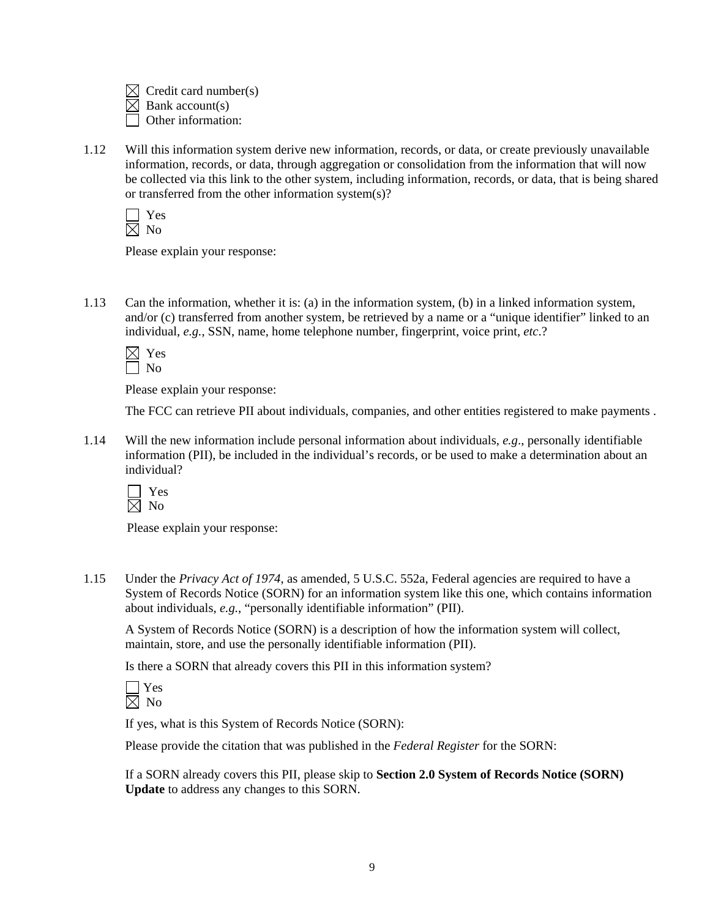☒ Credit card number(s)
☒ Bank account(s)
☐ Other information:

1.12 Will this information system derive new information, records, or data, or create previously unavailable information, records, or data, through aggregation or consolidation from the information that will now be collected via this link to the other system, including information, records, or data, that is being shared or transferred from the other information system(s)?

☐ Yes
☒ No

Please explain your response:

1.13 Can the information, whether it is: (a) in the information system, (b) in a linked information system, and/or (c) transferred from another system, be retrieved by a name or a "unique identifier" linked to an individual, *e.g.*, SSN, name, home telephone number, fingerprint, voice print, *etc*.?

☒ Yes
☐ No

Please explain your response:

The FCC can retrieve PII about individuals, companies, and other entities registered to make payments .

1.14 Will the new information include personal information about individuals, *e.g*., personally identifiable information (PII), be included in the individual's records, or be used to make a determination about an individual?

☐ Yes
☒ No

Please explain your response:

1.15 Under the *Privacy Act of 1974*, as amended, 5 U.S.C. 552a, Federal agencies are required to have a System of Records Notice (SORN) for an information system like this one, which contains information about individuals, *e.g.*, "personally identifiable information" (PII).

A System of Records Notice (SORN) is a description of how the information system will collect, maintain, store, and use the personally identifiable information (PII).

Is there a SORN that already covers this PII in this information system?

☐ Yes
☒ No

If yes, what is this System of Records Notice (SORN):

Please provide the citation that was published in the *Federal Register* for the SORN:

If a SORN already covers this PII, please skip to **Section 2.0 System of Records Notice (SORN) Update** to address any changes to this SORN.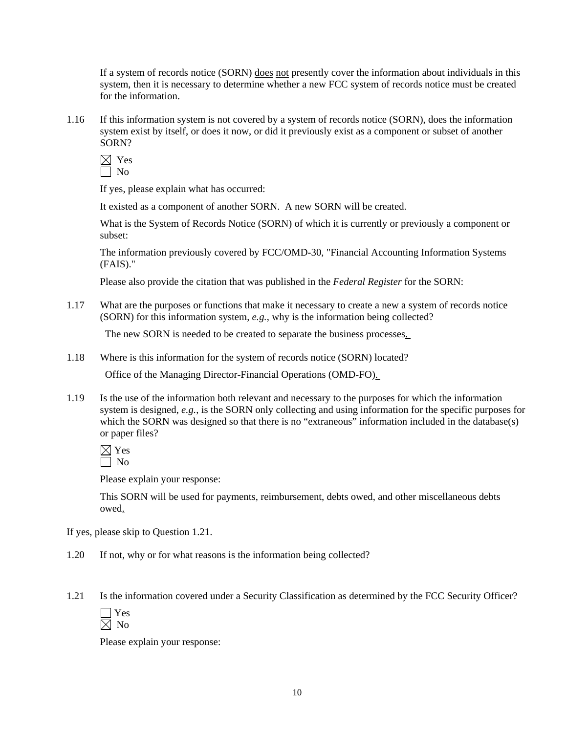If a system of records notice (SORN) does not presently cover the information about individuals in this system, then it is necessary to determine whether a new FCC system of records notice must be created for the information.

1.16 If this information system is not covered by a system of records notice (SORN), does the information system exist by itself, or does it now, or did it previously exist as a component or subset of another SORN?

☒ Yes
☐ No

If yes, please explain what has occurred:

It existed as a component of another SORN. A new SORN will be created.

What is the System of Records Notice (SORN) of which it is currently or previously a component or subset:

The information previously covered by FCC/OMD-30, "Financial Accounting Information Systems (FAIS)."

Please also provide the citation that was published in the *Federal Register* for the SORN:

1.17 What are the purposes or functions that make it necessary to create a new a system of records notice (SORN) for this information system, *e.g.*, why is the information being collected?

The new SORN is needed to be created to separate the business processes.

1.18 Where is this information for the system of records notice (SORN) located?

Office of the Managing Director-Financial Operations (OMD-FO).

1.19 Is the use of the information both relevant and necessary to the purposes for which the information system is designed, *e.g.*, is the SORN only collecting and using information for the specific purposes for which the SORN was designed so that there is no "extraneous" information included in the database(s) or paper files?

☒ Yes
☐ No

Please explain your response:

This SORN will be used for payments, reimbursement, debts owed, and other miscellaneous debts owed.

If yes, please skip to Question 1.21.

1.20 If not, why or for what reasons is the information being collected?

1.21 Is the information covered under a Security Classification as determined by the FCC Security Officer?

☐ Yes
☒ No

Please explain your response: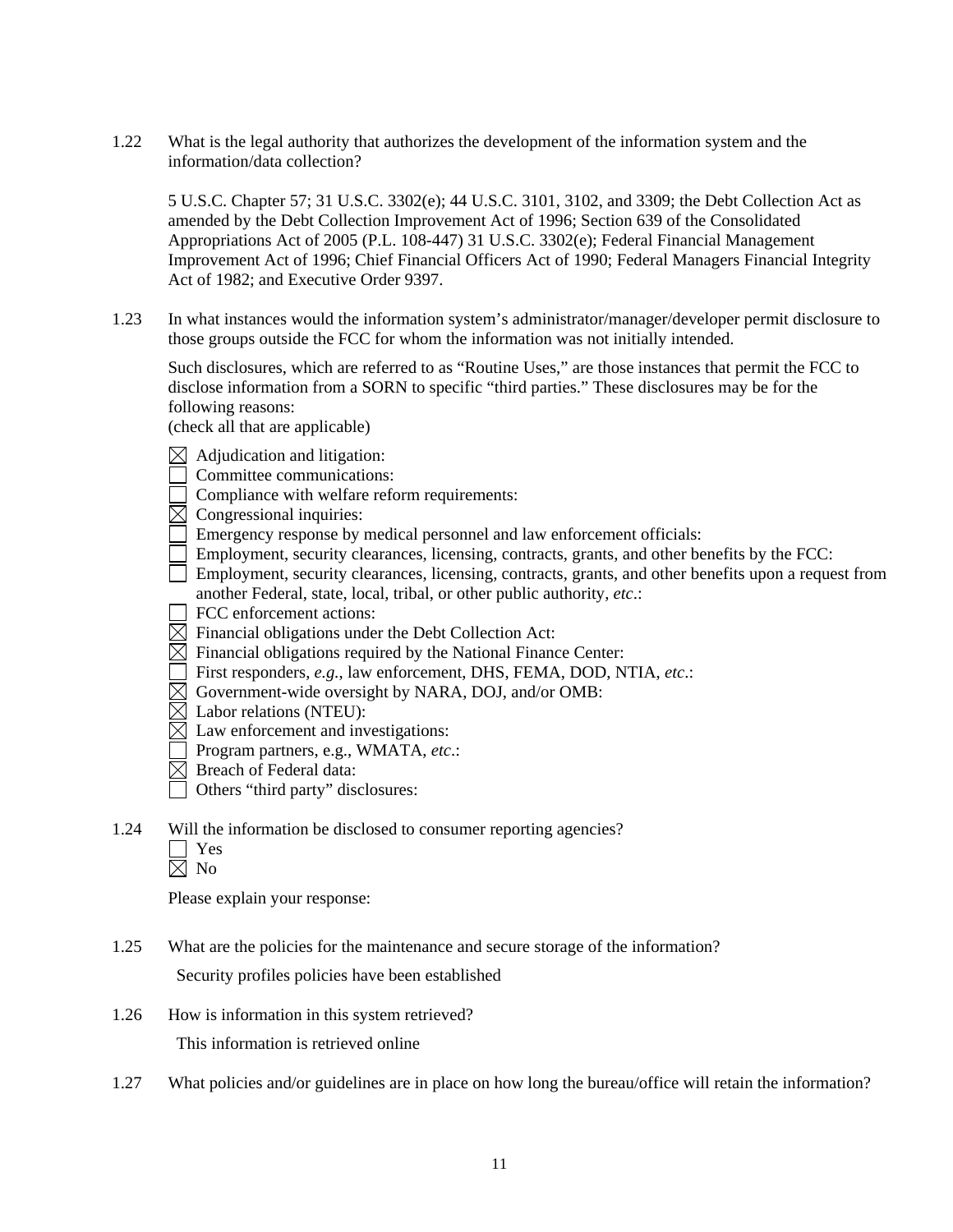1.22 What is the legal authority that authorizes the development of the information system and the information/data collection?

5 U.S.C. Chapter 57; 31 U.S.C. 3302(e); 44 U.S.C. 3101, 3102, and 3309; the Debt Collection Act as amended by the Debt Collection Improvement Act of 1996; Section 639 of the Consolidated Appropriations Act of 2005 (P.L. 108-447) 31 U.S.C. 3302(e); Federal Financial Management Improvement Act of 1996; Chief Financial Officers Act of 1990; Federal Managers Financial Integrity Act of 1982; and Executive Order 9397.

1.23 In what instances would the information system's administrator/manager/developer permit disclosure to those groups outside the FCC for whom the information was not initially intended.

Such disclosures, which are referred to as "Routine Uses," are those instances that permit the FCC to disclose information from a SORN to specific "third parties." These disclosures may be for the following reasons:
(check all that are applicable)

☒ Adjudication and litigation:
☐ Committee communications:
☐ Compliance with welfare reform requirements:
☒ Congressional inquiries:
☐ Emergency response by medical personnel and law enforcement officials:
☐ Employment, security clearances, licensing, contracts, grants, and other benefits by the FCC:
☐ Employment, security clearances, licensing, contracts, grants, and other benefits upon a request from another Federal, state, local, tribal, or other public authority, *etc*.:
☐ FCC enforcement actions:
☒ Financial obligations under the Debt Collection Act:
☒ Financial obligations required by the National Finance Center:
☐ First responders, *e.g.*, law enforcement, DHS, FEMA, DOD, NTIA, *etc*.:
☒ Government-wide oversight by NARA, DOJ, and/or OMB:
☒ Labor relations (NTEU):
☒ Law enforcement and investigations:
☐ Program partners, e.g., WMATA, *etc*.:
☒ Breach of Federal data:
☐ Others "third party" disclosures:

1.24 Will the information be disclosed to consumer reporting agencies?
☐ Yes
☒ No

Please explain your response:

1.25 What are the policies for the maintenance and secure storage of the information?

Security profiles policies have been established

1.26 How is information in this system retrieved?

This information is retrieved online

1.27 What policies and/or guidelines are in place on how long the bureau/office will retain the information?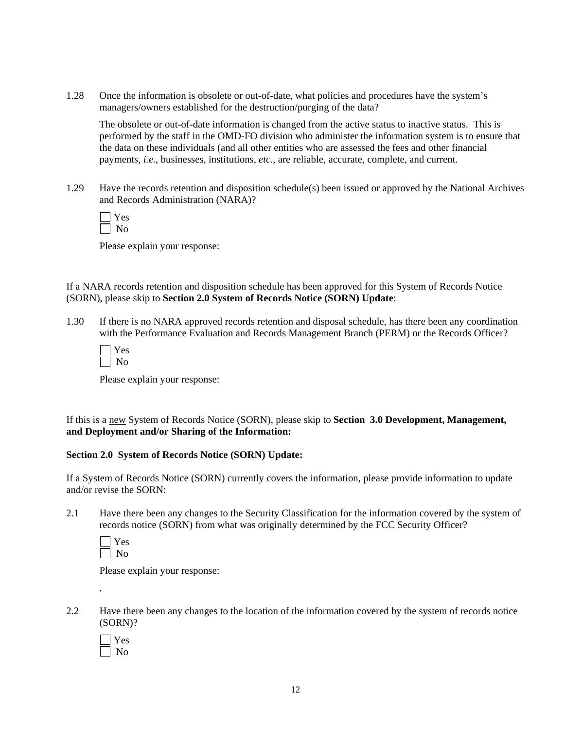1.28 Once the information is obsolete or out-of-date, what policies and procedures have the system's managers/owners established for the destruction/purging of the data?

The obsolete or out-of-date information is changed from the active status to inactive status. This is performed by the staff in the OMD-FO division who administer the information system is to ensure that the data on these individuals (and all other entities who are assessed the fees and other financial payments, *i.e.*, businesses, institutions, *etc.*, are reliable, accurate, complete, and current.

1.29 Have the records retention and disposition schedule(s) been issued or approved by the National Archives and Records Administration (NARA)?

☐ Yes
☐ No

Please explain your response:

If a NARA records retention and disposition schedule has been approved for this System of Records Notice (SORN), please skip to **Section 2.0 System of Records Notice (SORN) Update**:

1.30 If there is no NARA approved records retention and disposal schedule, has there been any coordination with the Performance Evaluation and Records Management Branch (PERM) or the Records Officer?

☐ Yes
☐ No

Please explain your response:

If this is a new System of Records Notice (SORN), please skip to **Section 3.0 Development, Management, and Deployment and/or Sharing of the Information:**

**Section 2.0 System of Records Notice (SORN) Update:**

If a System of Records Notice (SORN) currently covers the information, please provide information to update and/or revise the SORN:

2.1 Have there been any changes to the Security Classification for the information covered by the system of records notice (SORN) from what was originally determined by the FCC Security Officer?

☐ Yes
☐ No

Please explain your response:

,

2.2 Have there been any changes to the location of the information covered by the system of records notice (SORN)?

☐ Yes
☐ No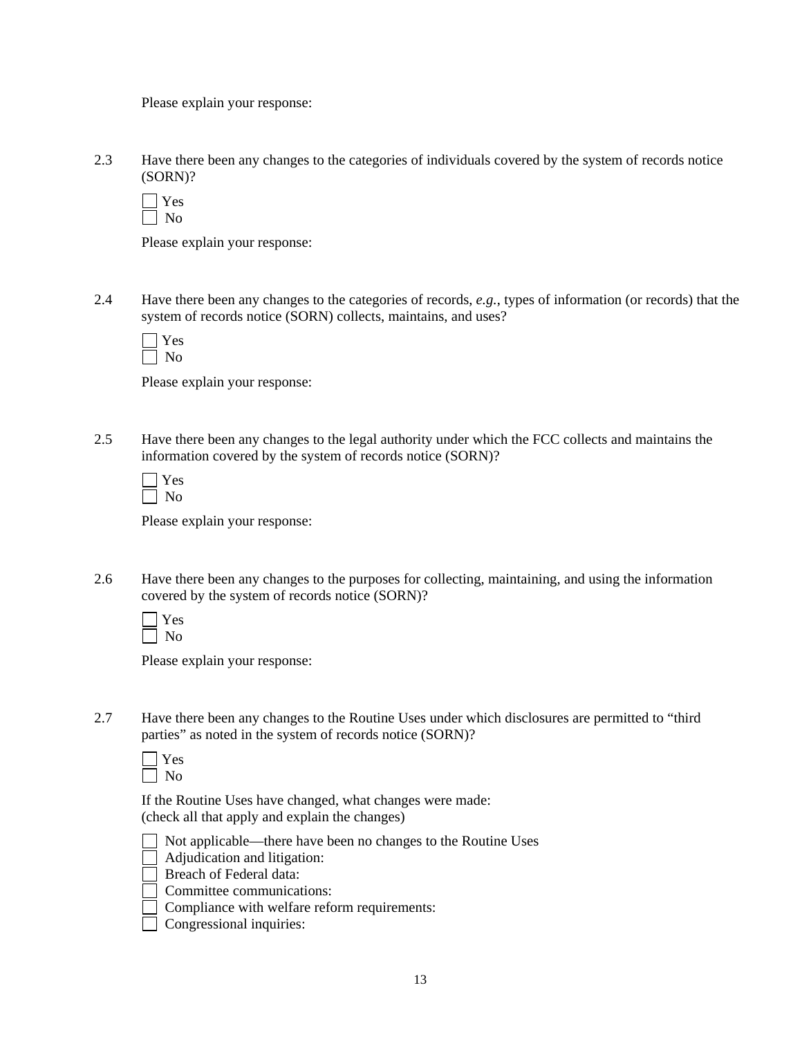Please explain your response:

2.3 Have there been any changes to the categories of individuals covered by the system of records notice (SORN)?

☐ Yes
☐ No

Please explain your response:

2.4 Have there been any changes to the categories of records, *e.g.*, types of information (or records) that the system of records notice (SORN) collects, maintains, and uses?

☐ Yes
☐ No

Please explain your response:

2.5 Have there been any changes to the legal authority under which the FCC collects and maintains the information covered by the system of records notice (SORN)?

☐ Yes
☐ No

Please explain your response:

2.6 Have there been any changes to the purposes for collecting, maintaining, and using the information covered by the system of records notice (SORN)?

☐ Yes
☐ No

Please explain your response:

2.7 Have there been any changes to the Routine Uses under which disclosures are permitted to "third parties" as noted in the system of records notice (SORN)?

☐ Yes
☐ No

If the Routine Uses have changed, what changes were made:
(check all that apply and explain the changes)

☐ Not applicable—there have been no changes to the Routine Uses
☐ Adjudication and litigation:
☐ Breach of Federal data:
☐ Committee communications:
☐ Compliance with welfare reform requirements:
☐ Congressional inquiries: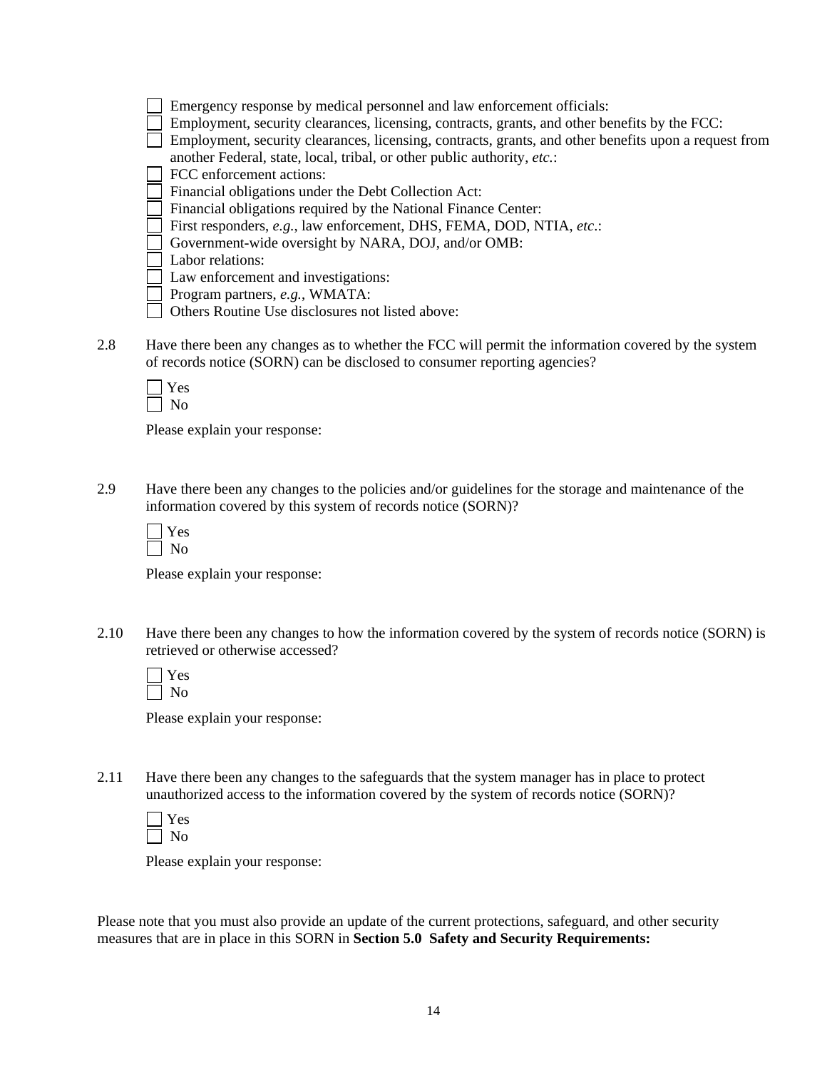- [ ] Emergency response by medical personnel and law enforcement officials:
- [ ] Employment, security clearances, licensing, contracts, grants, and other benefits by the FCC:
- [ ] Employment, security clearances, licensing, contracts, grants, and other benefits upon a request from another Federal, state, local, tribal, or other public authority, *etc.*:
- [ ] FCC enforcement actions:
- [ ] Financial obligations under the Debt Collection Act:
- [ ] Financial obligations required by the National Finance Center:
- [ ] First responders, *e.g.*, law enforcement, DHS, FEMA, DOD, NTIA, *etc*.:
- [ ] Government-wide oversight by NARA, DOJ, and/or OMB:
- [ ] Labor relations:
- [ ] Law enforcement and investigations:
- [ ] Program partners, *e.g.*, WMATA:
- [ ] Others Routine Use disclosures not listed above:

2.8 Have there been any changes as to whether the FCC will permit the information covered by the system of records notice (SORN) can be disclosed to consumer reporting agencies?

- [ ] Yes
- [ ] No

Please explain your response:

2.9 Have there been any changes to the policies and/or guidelines for the storage and maintenance of the information covered by this system of records notice (SORN)?

- [ ] Yes
- [ ] No

Please explain your response:

2.10 Have there been any changes to how the information covered by the system of records notice (SORN) is retrieved or otherwise accessed?

- [ ] Yes
- [ ] No

Please explain your response:

2.11 Have there been any changes to the safeguards that the system manager has in place to protect unauthorized access to the information covered by the system of records notice (SORN)?

- [ ] Yes
- [ ] No

Please explain your response:

Please note that you must also provide an update of the current protections, safeguard, and other security measures that are in place in this SORN in **Section 5.0 Safety and Security Requirements:**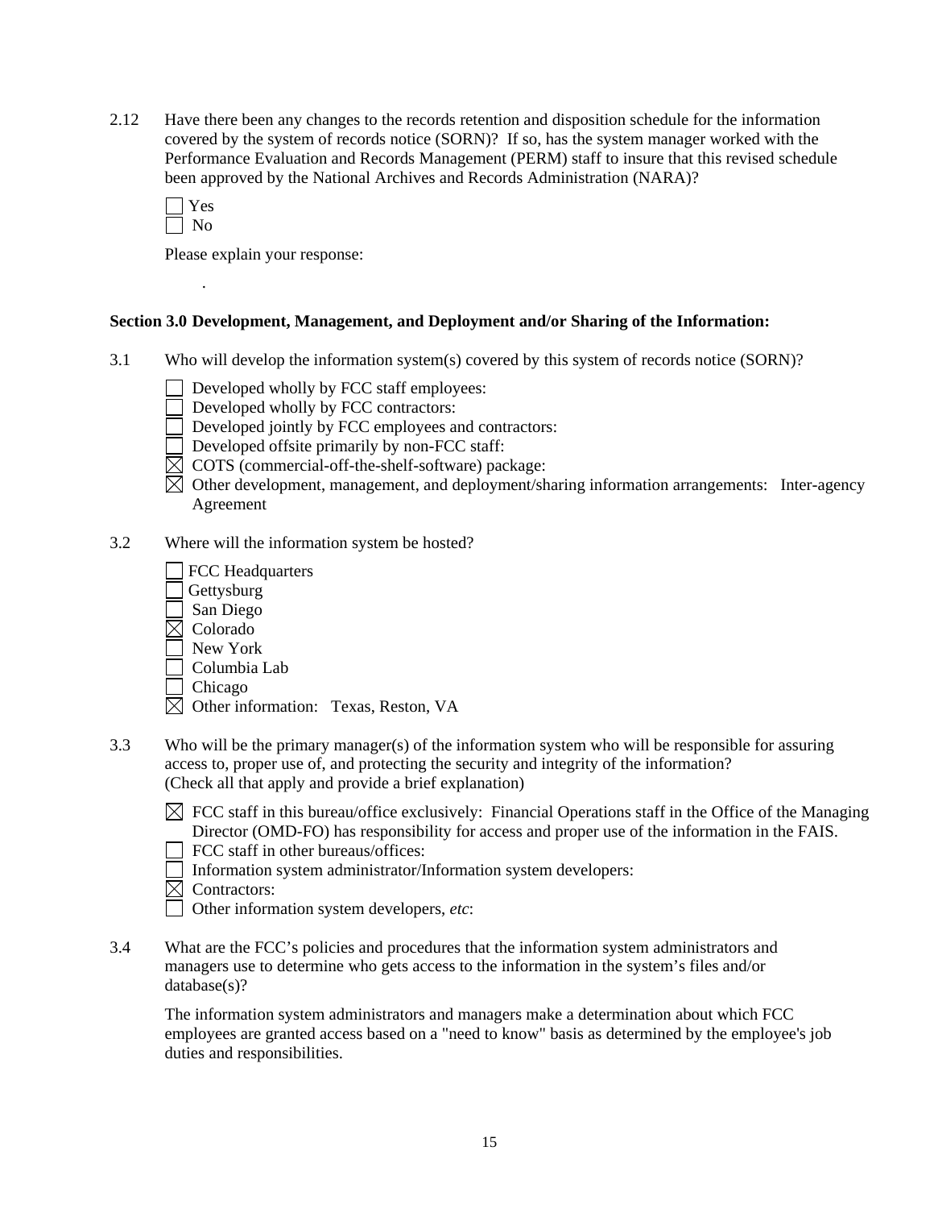2.12 Have there been any changes to the records retention and disposition schedule for the information covered by the system of records notice (SORN)? If so, has the system manager worked with the Performance Evaluation and Records Management (PERM) staff to insure that this revised schedule been approved by the National Archives and Records Administration (NARA)?

☐ Yes
☐ No

Please explain your response:

.

**Section 3.0 Development, Management, and Deployment and/or Sharing of the Information:**

3.1 Who will develop the information system(s) covered by this system of records notice (SORN)?

☐ Developed wholly by FCC staff employees:
☐ Developed wholly by FCC contractors:
☐ Developed jointly by FCC employees and contractors:
☐ Developed offsite primarily by non-FCC staff:
☒ COTS (commercial-off-the-shelf-software) package:
☒ Other development, management, and deployment/sharing information arrangements: Inter-agency Agreement

3.2 Where will the information system be hosted?

☐ FCC Headquarters
☐ Gettysburg
☐ San Diego
☒ Colorado
☐ New York
☐ Columbia Lab
☐ Chicago
☒ Other information: Texas, Reston, VA

3.3 Who will be the primary manager(s) of the information system who will be responsible for assuring access to, proper use of, and protecting the security and integrity of the information? (Check all that apply and provide a brief explanation)

☒ FCC staff in this bureau/office exclusively: Financial Operations staff in the Office of the Managing Director (OMD-FO) has responsibility for access and proper use of the information in the FAIS.
☐ FCC staff in other bureaus/offices:
☐ Information system administrator/Information system developers:
☒ Contractors:
☐ Other information system developers, *etc*:

3.4 What are the FCC's policies and procedures that the information system administrators and managers use to determine who gets access to the information in the system's files and/or database(s)?

The information system administrators and managers make a determination about which FCC employees are granted access based on a "need to know" basis as determined by the employee's job duties and responsibilities.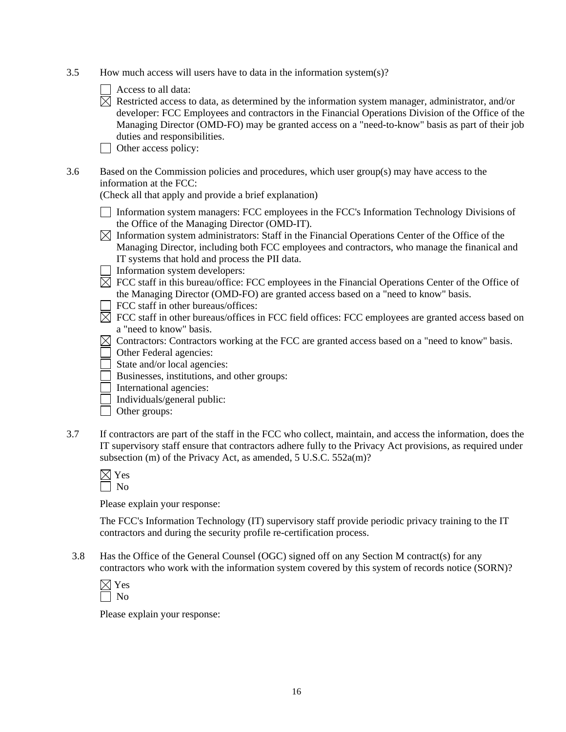3.5 How much access will users have to data in the information system(s)?

- ☐ Access to all data:
- ☒ Restricted access to data, as determined by the information system manager, administrator, and/or developer: FCC Employees and contractors in the Financial Operations Division of the Office of the Managing Director (OMD-FO) may be granted access on a "need-to-know" basis as part of their job duties and responsibilities.
- ☐ Other access policy:

3.6 Based on the Commission policies and procedures, which user group(s) may have access to the information at the FCC:
(Check all that apply and provide a brief explanation)

- ☐ Information system managers: FCC employees in the FCC's Information Technology Divisions of the Office of the Managing Director (OMD-IT).
- ☒ Information system administrators: Staff in the Financial Operations Center of the Office of the Managing Director, including both FCC employees and contractors, who manage the finanical and IT systems that hold and process the PII data.
- ☐ Information system developers:
- ☒ FCC staff in this bureau/office: FCC employees in the Financial Operations Center of the Office of the Managing Director (OMD-FO) are granted access based on a "need to know" basis.
- ☐ FCC staff in other bureaus/offices:
- ☒ FCC staff in other bureaus/offices in FCC field offices: FCC employees are granted access based on a "need to know" basis.
- ☒ Contractors: Contractors working at the FCC are granted access based on a "need to know" basis.
- ☐ Other Federal agencies:
- ☐ State and/or local agencies:
- ☐ Businesses, institutions, and other groups:
- ☐ International agencies:
- ☐ Individuals/general public:
- ☐ Other groups:

3.7 If contractors are part of the staff in the FCC who collect, maintain, and access the information, does the IT supervisory staff ensure that contractors adhere fully to the Privacy Act provisions, as required under subsection (m) of the Privacy Act, as amended, 5 U.S.C. 552a(m)?

- ☒ Yes
- ☐ No

Please explain your response:

The FCC's Information Technology (IT) supervisory staff provide periodic privacy training to the IT contractors and during the security profile re-certification process.

3.8 Has the Office of the General Counsel (OGC) signed off on any Section M contract(s) for any contractors who work with the information system covered by this system of records notice (SORN)?

- ☒ Yes
- ☐ No

Please explain your response: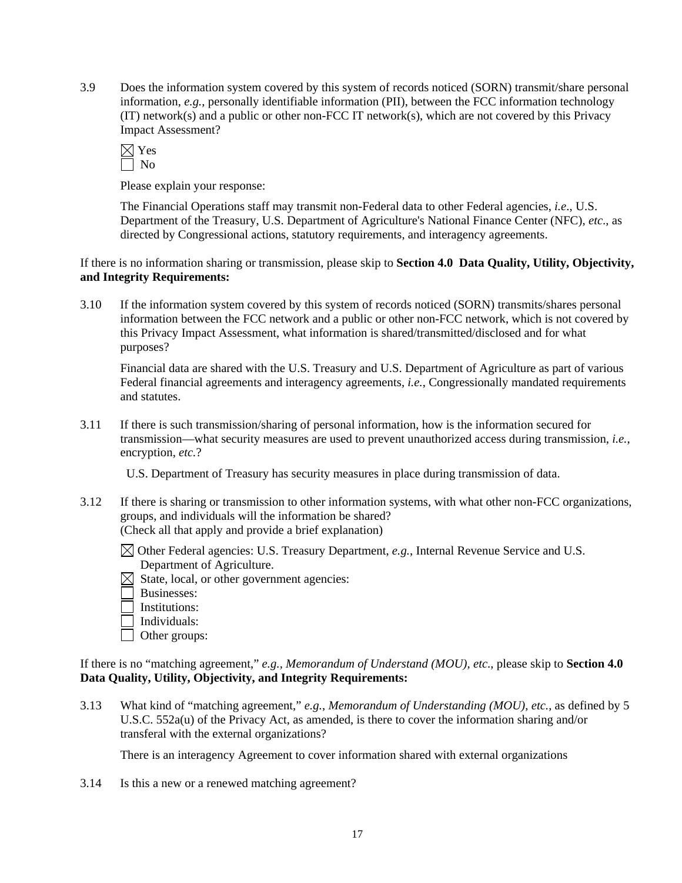3.9 Does the information system covered by this system of records noticed (SORN) transmit/share personal information, *e.g.*, personally identifiable information (PII), between the FCC information technology (IT) network(s) and a public or other non-FCC IT network(s), which are not covered by this Privacy Impact Assessment?

☒ Yes
☐ No

Please explain your response:

The Financial Operations staff may transmit non-Federal data to other Federal agencies, *i.e*., U.S. Department of the Treasury, U.S. Department of Agriculture's National Finance Center (NFC), *etc*., as directed by Congressional actions, statutory requirements, and interagency agreements.

If there is no information sharing or transmission, please skip to **Section 4.0 Data Quality, Utility, Objectivity, and Integrity Requirements:**

3.10 If the information system covered by this system of records noticed (SORN) transmits/shares personal information between the FCC network and a public or other non-FCC network, which is not covered by this Privacy Impact Assessment, what information is shared/transmitted/disclosed and for what purposes?

Financial data are shared with the U.S. Treasury and U.S. Department of Agriculture as part of various Federal financial agreements and interagency agreements, *i.e.*, Congressionally mandated requirements and statutes.

3.11 If there is such transmission/sharing of personal information, how is the information secured for transmission—what security measures are used to prevent unauthorized access during transmission, *i.e.*, encryption, *etc.*?

U.S. Department of Treasury has security measures in place during transmission of data.

3.12 If there is sharing or transmission to other information systems, with what other non-FCC organizations, groups, and individuals will the information be shared?
(Check all that apply and provide a brief explanation)

☒ Other Federal agencies: U.S. Treasury Department, *e.g.*, Internal Revenue Service and U.S. Department of Agriculture.
☒ State, local, or other government agencies:
☐ Businesses:
☐ Institutions:
☐ Individuals:
☐ Other groups:

If there is no "matching agreement," *e.g.*, *Memorandum of Understand (MOU)*, *etc.*, please skip to **Section 4.0 Data Quality, Utility, Objectivity, and Integrity Requirements:**

3.13 What kind of "matching agreement," *e.g.*, *Memorandum of Understanding (MOU)*, *etc.*, as defined by 5 U.S.C. 552a(u) of the Privacy Act, as amended, is there to cover the information sharing and/or transferal with the external organizations?

There is an interagency Agreement to cover information shared with external organizations

3.14 Is this a new or a renewed matching agreement?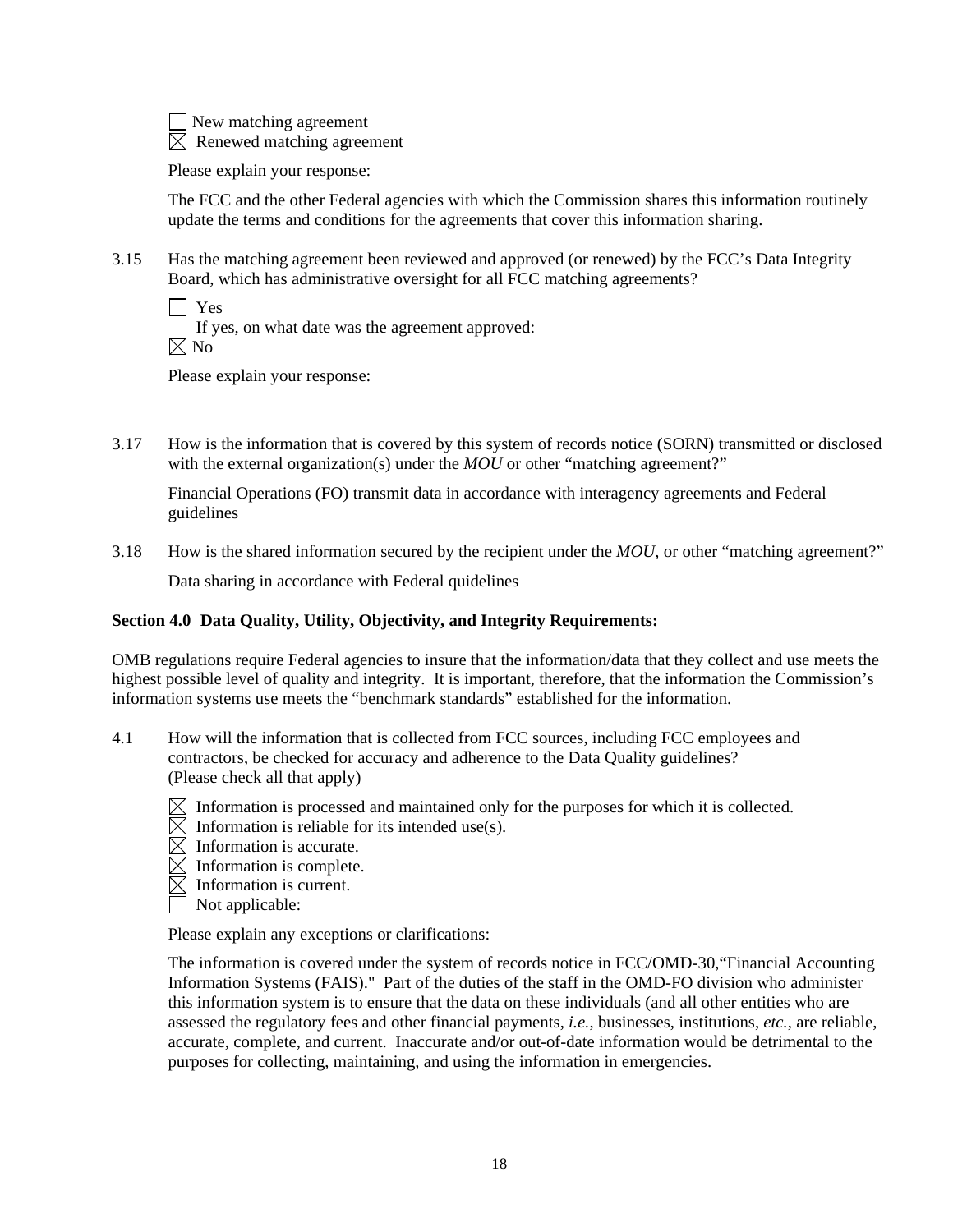☐ New matching agreement
☒ Renewed matching agreement

Please explain your response:

The FCC and the other Federal agencies with which the Commission shares this information routinely update the terms and conditions for the agreements that cover this information sharing.

3.15 Has the matching agreement been reviewed and approved (or renewed) by the FCC's Data Integrity Board, which has administrative oversight for all FCC matching agreements?

☐ Yes
If yes, on what date was the agreement approved:
☒ No

Please explain your response:

3.17 How is the information that is covered by this system of records notice (SORN) transmitted or disclosed with the external organization(s) under the *MOU* or other "matching agreement?"

Financial Operations (FO) transmit data in accordance with interagency agreements and Federal guidelines

3.18 How is the shared information secured by the recipient under the *MOU,* or other "matching agreement?"

Data sharing in accordance with Federal quidelines

**Section 4.0 Data Quality, Utility, Objectivity, and Integrity Requirements:**

OMB regulations require Federal agencies to insure that the information/data that they collect and use meets the highest possible level of quality and integrity. It is important, therefore, that the information the Commission's information systems use meets the "benchmark standards" established for the information.

4.1 How will the information that is collected from FCC sources, including FCC employees and contractors, be checked for accuracy and adherence to the Data Quality guidelines? (Please check all that apply)

☒ Information is processed and maintained only for the purposes for which it is collected.
☒ Information is reliable for its intended use(s).
☒ Information is accurate.
☒ Information is complete.
☒ Information is current.
☐ Not applicable:

Please explain any exceptions or clarifications:

The information is covered under the system of records notice in FCC/OMD-30,"Financial Accounting Information Systems (FAIS)." Part of the duties of the staff in the OMD-FO division who administer this information system is to ensure that the data on these individuals (and all other entities who are assessed the regulatory fees and other financial payments, *i.e.*, businesses, institutions, *etc.*, are reliable, accurate, complete, and current. Inaccurate and/or out-of-date information would be detrimental to the purposes for collecting, maintaining, and using the information in emergencies.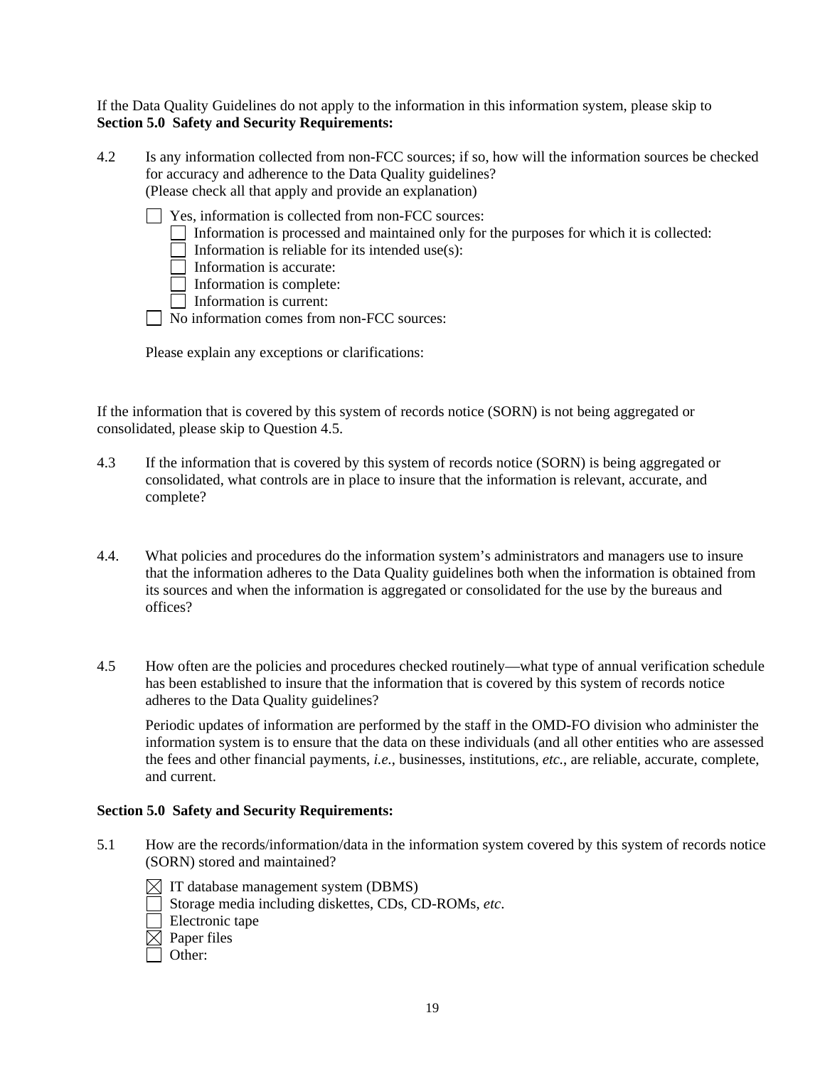If the Data Quality Guidelines do not apply to the information in this information system, please skip to **Section 5.0 Safety and Security Requirements:**

4.2 Is any information collected from non-FCC sources; if so, how will the information sources be checked for accuracy and adherence to the Data Quality guidelines? (Please check all that apply and provide an explanation)

☐ Yes, information is collected from non-FCC sources:
  ☐ Information is processed and maintained only for the purposes for which it is collected:
  ☐ Information is reliable for its intended use(s):
  ☐ Information is accurate:
  ☐ Information is complete:
  ☐ Information is current:
☐ No information comes from non-FCC sources:

Please explain any exceptions or clarifications:

If the information that is covered by this system of records notice (SORN) is not being aggregated or consolidated, please skip to Question 4.5.

4.3 If the information that is covered by this system of records notice (SORN) is being aggregated or consolidated, what controls are in place to insure that the information is relevant, accurate, and complete?

4.4. What policies and procedures do the information system's administrators and managers use to insure that the information adheres to the Data Quality guidelines both when the information is obtained from its sources and when the information is aggregated or consolidated for the use by the bureaus and offices?

4.5 How often are the policies and procedures checked routinely—what type of annual verification schedule has been established to insure that the information that is covered by this system of records notice adheres to the Data Quality guidelines?

Periodic updates of information are performed by the staff in the OMD-FO division who administer the information system is to ensure that the data on these individuals (and all other entities who are assessed the fees and other financial payments, *i.e.*, businesses, institutions, *etc.*, are reliable, accurate, complete, and current.

**Section 5.0 Safety and Security Requirements:**

5.1 How are the records/information/data in the information system covered by this system of records notice (SORN) stored and maintained?

☒ IT database management system (DBMS)
☐ Storage media including diskettes, CDs, CD-ROMs, *etc*.
☐ Electronic tape
☒ Paper files
☐ Other: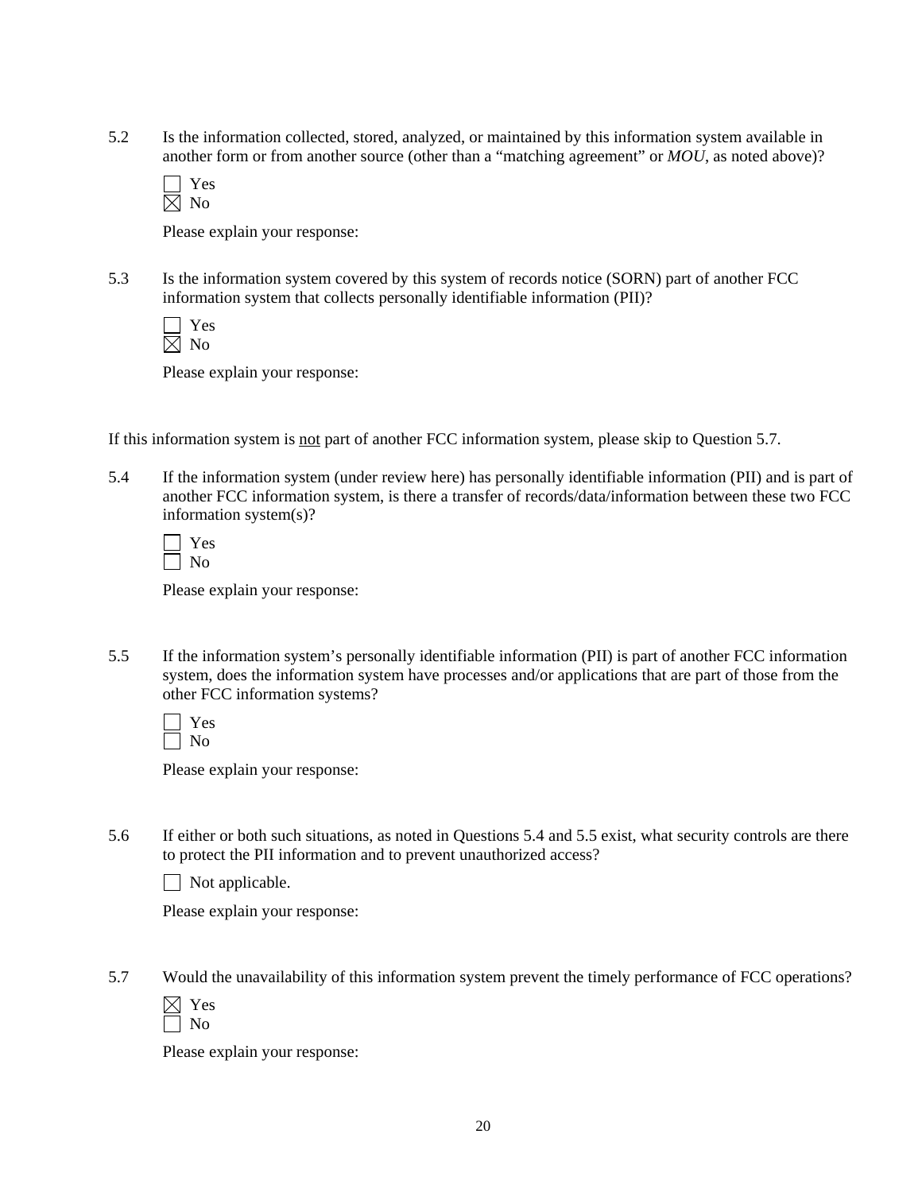5.2 Is the information collected, stored, analyzed, or maintained by this information system available in another form or from another source (other than a "matching agreement" or *MOU*, as noted above)?

☐ Yes
☒ No

Please explain your response:

5.3 Is the information system covered by this system of records notice (SORN) part of another FCC information system that collects personally identifiable information (PII)?

☐ Yes
☒ No

Please explain your response:

If this information system is <u>not</u> part of another FCC information system, please skip to Question 5.7.

5.4 If the information system (under review here) has personally identifiable information (PII) and is part of another FCC information system, is there a transfer of records/data/information between these two FCC information system(s)?

☐ Yes
☐ No

Please explain your response:

5.5 If the information system's personally identifiable information (PII) is part of another FCC information system, does the information system have processes and/or applications that are part of those from the other FCC information systems?

☐ Yes
☐ No

Please explain your response:

5.6 If either or both such situations, as noted in Questions 5.4 and 5.5 exist, what security controls are there to protect the PII information and to prevent unauthorized access?

☐ Not applicable.

Please explain your response:

5.7 Would the unavailability of this information system prevent the timely performance of FCC operations?

☒ Yes
☐ No

Please explain your response: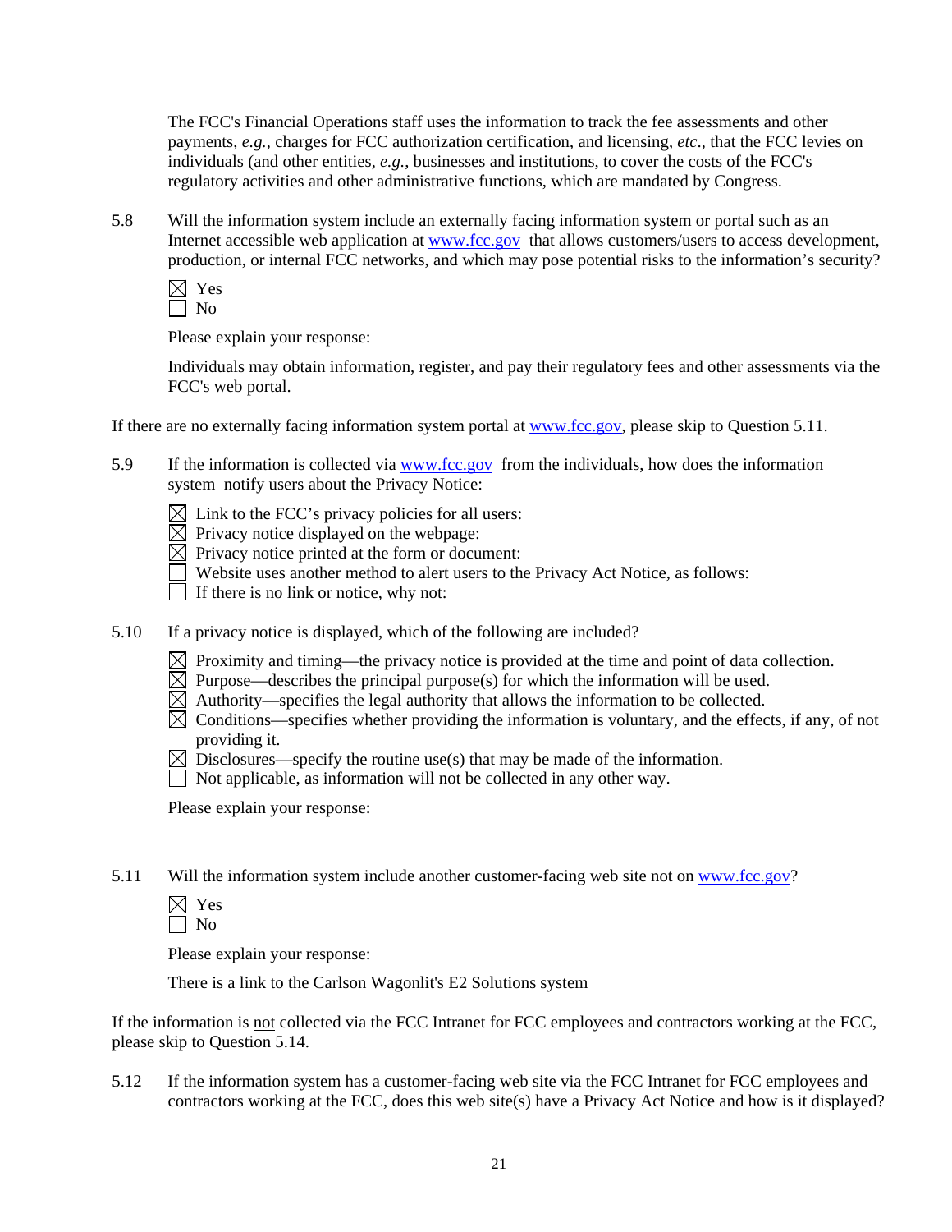The FCC's Financial Operations staff uses the information to track the fee assessments and other payments, *e.g.*, charges for FCC authorization certification, and licensing, *etc*., that the FCC levies on individuals (and other entities, *e.g.*, businesses and institutions, to cover the costs of the FCC's regulatory activities and other administrative functions, which are mandated by Congress.

5.8 Will the information system include an externally facing information system or portal such as an Internet accessible web application at www.fcc.gov that allows customers/users to access development, production, or internal FCC networks, and which may pose potential risks to the information's security?

☒ Yes
☐ No

Please explain your response:

Individuals may obtain information, register, and pay their regulatory fees and other assessments via the FCC's web portal.

If there are no externally facing information system portal at www.fcc.gov, please skip to Question 5.11.

5.9 If the information is collected via www.fcc.gov from the individuals, how does the information system notify users about the Privacy Notice:

☒ Link to the FCC's privacy policies for all users:
☒ Privacy notice displayed on the webpage:
☒ Privacy notice printed at the form or document:
☐ Website uses another method to alert users to the Privacy Act Notice, as follows:
☐ If there is no link or notice, why not:

5.10 If a privacy notice is displayed, which of the following are included?

☒ Proximity and timing—the privacy notice is provided at the time and point of data collection.
☒ Purpose—describes the principal purpose(s) for which the information will be used.
☒ Authority—specifies the legal authority that allows the information to be collected.
☒ Conditions—specifies whether providing the information is voluntary, and the effects, if any, of not providing it.
☒ Disclosures—specify the routine use(s) that may be made of the information.
☐ Not applicable, as information will not be collected in any other way.

Please explain your response:

5.11 Will the information system include another customer-facing web site not on www.fcc.gov?

☒ Yes
☐ No

Please explain your response:

There is a link to the Carlson Wagonlit's E2 Solutions system

If the information is not collected via the FCC Intranet for FCC employees and contractors working at the FCC, please skip to Question 5.14.

5.12 If the information system has a customer-facing web site via the FCC Intranet for FCC employees and contractors working at the FCC, does this web site(s) have a Privacy Act Notice and how is it displayed?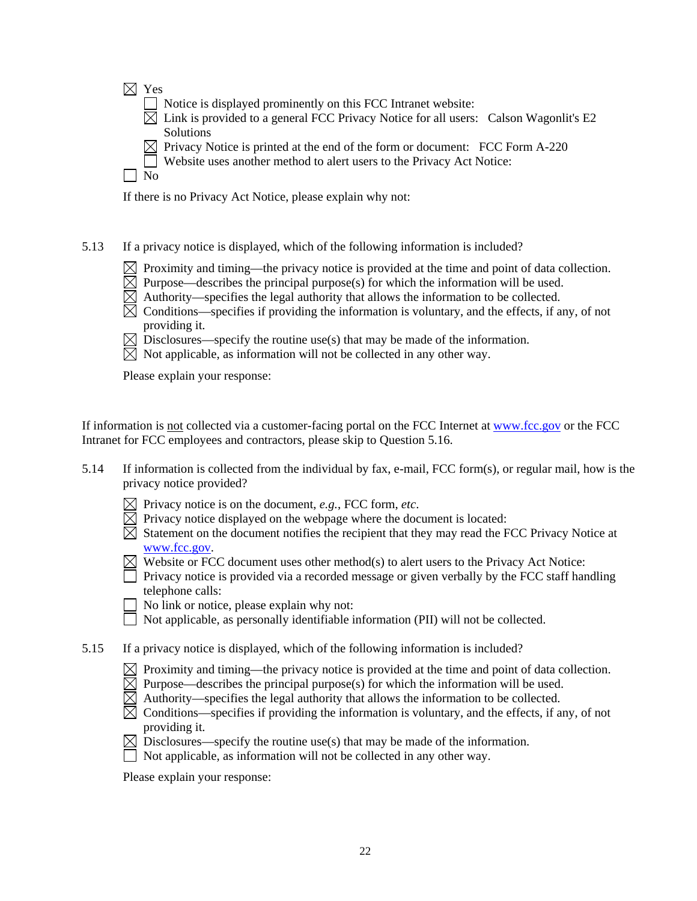☒ Yes

- ☐ Notice is displayed prominently on this FCC Intranet website:
- ☒ Link is provided to a general FCC Privacy Notice for all users: Calson Wagonlit's E2 Solutions
- ☒ Privacy Notice is printed at the end of the form or document: FCC Form A-220
- ☐ Website uses another method to alert users to the Privacy Act Notice:

☐ No

If there is no Privacy Act Notice, please explain why not:

5.13 If a privacy notice is displayed, which of the following information is included?

- ☒ Proximity and timing—the privacy notice is provided at the time and point of data collection.
- ☒ Purpose—describes the principal purpose(s) for which the information will be used.
- ☒ Authority—specifies the legal authority that allows the information to be collected.
- ☒ Conditions—specifies if providing the information is voluntary, and the effects, if any, of not providing it.
- ☒ Disclosures—specify the routine use(s) that may be made of the information.
- ☒ Not applicable, as information will not be collected in any other way.

Please explain your response:

If information is not collected via a customer-facing portal on the FCC Internet at www.fcc.gov or the FCC Intranet for FCC employees and contractors, please skip to Question 5.16.

5.14 If information is collected from the individual by fax, e-mail, FCC form(s), or regular mail, how is the privacy notice provided?

- ☒ Privacy notice is on the document, *e.g.*, FCC form, *etc*.
- ☒ Privacy notice displayed on the webpage where the document is located:
- ☒ Statement on the document notifies the recipient that they may read the FCC Privacy Notice at www.fcc.gov.
- ☒ Website or FCC document uses other method(s) to alert users to the Privacy Act Notice:
- ☐ Privacy notice is provided via a recorded message or given verbally by the FCC staff handling telephone calls:
- ☐ No link or notice, please explain why not:
- ☐ Not applicable, as personally identifiable information (PII) will not be collected.

5.15 If a privacy notice is displayed, which of the following information is included?

- ☒ Proximity and timing—the privacy notice is provided at the time and point of data collection.
- ☒ Purpose—describes the principal purpose(s) for which the information will be used.
- ☒ Authority—specifies the legal authority that allows the information to be collected.
- ☒ Conditions—specifies if providing the information is voluntary, and the effects, if any, of not providing it.
- ☒ Disclosures—specify the routine use(s) that may be made of the information.
- ☐ Not applicable, as information will not be collected in any other way.

Please explain your response: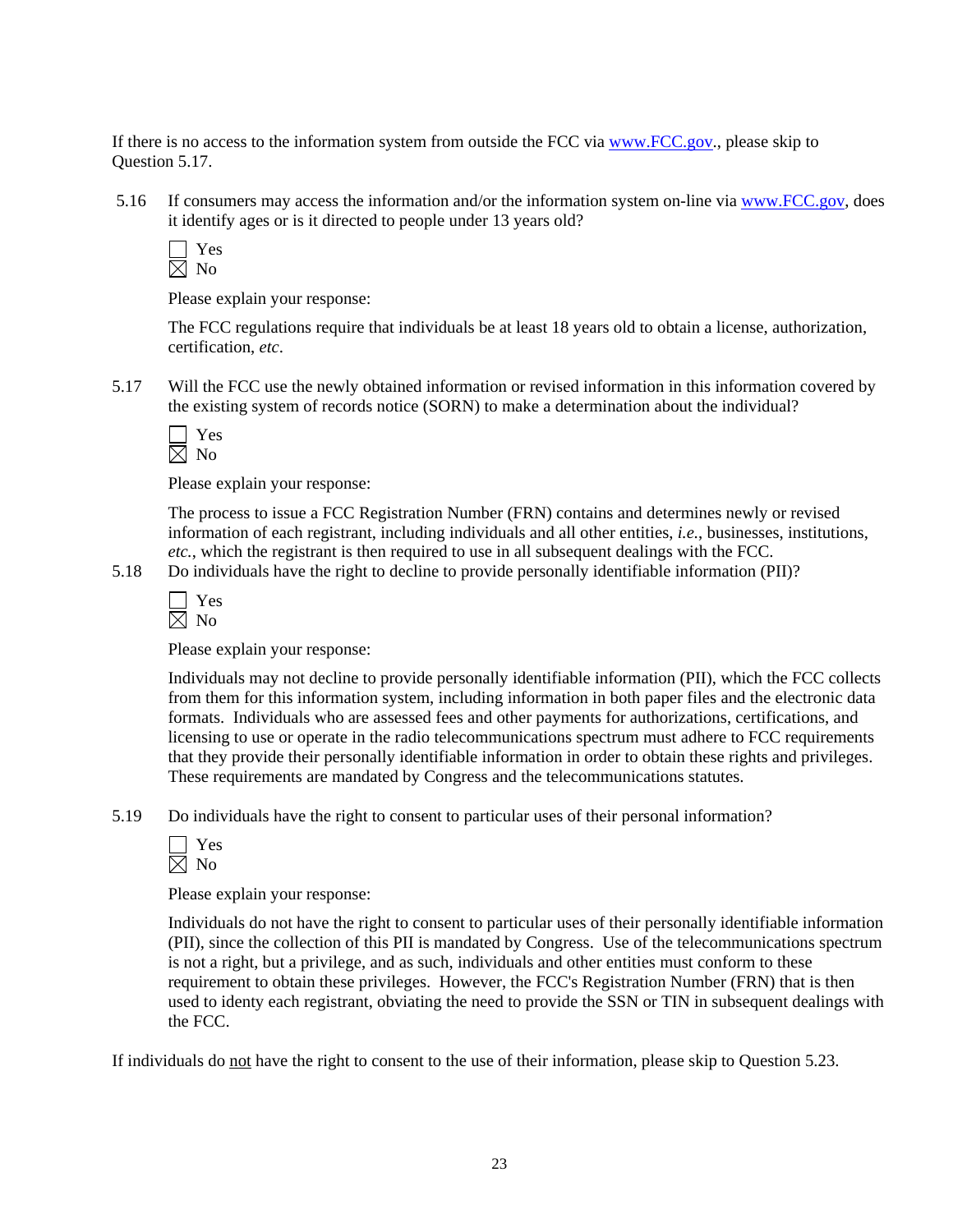If there is no access to the information system from outside the FCC via www.FCC.gov., please skip to Question 5.17.

5.16 If consumers may access the information and/or the information system on-line via www.FCC.gov, does it identify ages or is it directed to people under 13 years old?

☐ Yes
☒ No

Please explain your response:

The FCC regulations require that individuals be at least 18 years old to obtain a license, authorization, certification, *etc*.

5.17 Will the FCC use the newly obtained information or revised information in this information covered by the existing system of records notice (SORN) to make a determination about the individual?

☐ Yes
☒ No

Please explain your response:

The process to issue a FCC Registration Number (FRN) contains and determines newly or revised information of each registrant, including individuals and all other entities, *i.e.*, businesses, institutions, *etc.*, which the registrant is then required to use in all subsequent dealings with the FCC.

5.18 Do individuals have the right to decline to provide personally identifiable information (PII)?

☐ Yes
☒ No

Please explain your response:

Individuals may not decline to provide personally identifiable information (PII), which the FCC collects from them for this information system, including information in both paper files and the electronic data formats. Individuals who are assessed fees and other payments for authorizations, certifications, and licensing to use or operate in the radio telecommunications spectrum must adhere to FCC requirements that they provide their personally identifiable information in order to obtain these rights and privileges. These requirements are mandated by Congress and the telecommunications statutes.

5.19 Do individuals have the right to consent to particular uses of their personal information?

☐ Yes
☒ No

Please explain your response:

Individuals do not have the right to consent to particular uses of their personally identifiable information (PII), since the collection of this PII is mandated by Congress. Use of the telecommunications spectrum is not a right, but a privilege, and as such, individuals and other entities must conform to these requirement to obtain these privileges. However, the FCC's Registration Number (FRN) that is then used to identy each registrant, obviating the need to provide the SSN or TIN in subsequent dealings with the FCC.

If individuals do not have the right to consent to the use of their information, please skip to Question 5.23.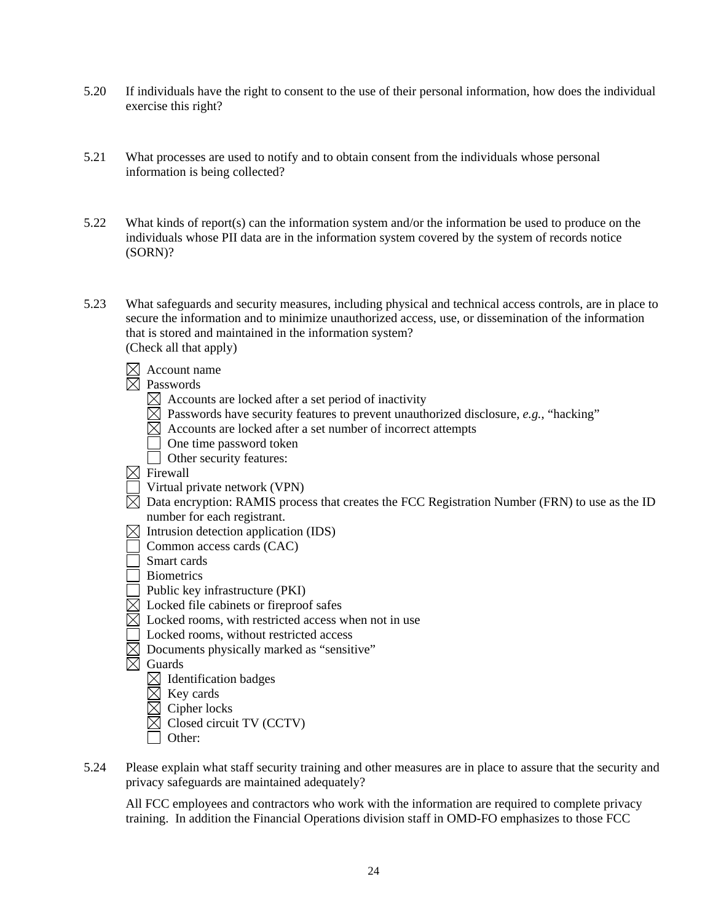5.20 If individuals have the right to consent to the use of their personal information, how does the individual exercise this right?

5.21 What processes are used to notify and to obtain consent from the individuals whose personal information is being collected?

5.22 What kinds of report(s) can the information system and/or the information be used to produce on the individuals whose PII data are in the information system covered by the system of records notice (SORN)?

5.23 What safeguards and security measures, including physical and technical access controls, are in place to secure the information and to minimize unauthorized access, use, or dissemination of the information that is stored and maintained in the information system?
(Check all that apply)

- ☒ Account name
- ☒ Passwords
  - ☒ Accounts are locked after a set period of inactivity
  - ☒ Passwords have security features to prevent unauthorized disclosure, *e.g.*, "hacking"
  - ☒ Accounts are locked after a set number of incorrect attempts
  - ☐ One time password token
  - ☐ Other security features:
- ☒ Firewall
- ☐ Virtual private network (VPN)
- ☒ Data encryption: RAMIS process that creates the FCC Registration Number (FRN) to use as the ID number for each registrant.
- ☒ Intrusion detection application (IDS)
- ☐ Common access cards (CAC)
- ☐ Smart cards
- ☐ Biometrics
- ☐ Public key infrastructure (PKI)
- ☒ Locked file cabinets or fireproof safes
- ☒ Locked rooms, with restricted access when not in use
- ☐ Locked rooms, without restricted access
- ☒ Documents physically marked as "sensitive"
- ☒ Guards
  - ☒ Identification badges
  - ☒ Key cards
  - ☒ Cipher locks
  - ☒ Closed circuit TV (CCTV)
  - ☐ Other:

5.24 Please explain what staff security training and other measures are in place to assure that the security and privacy safeguards are maintained adequately?

All FCC employees and contractors who work with the information are required to complete privacy training. In addition the Financial Operations division staff in OMD-FO emphasizes to those FCC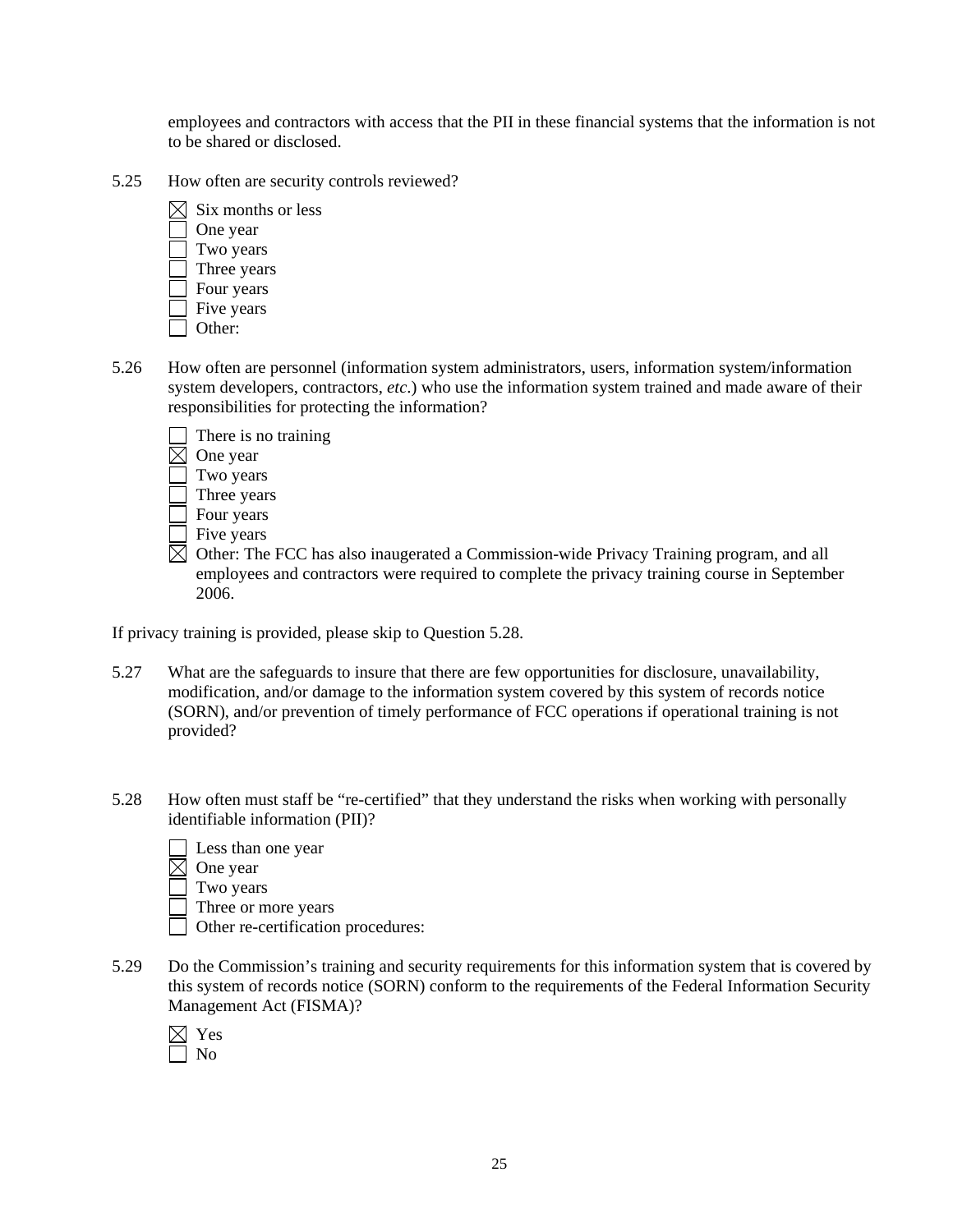employees and contractors with access that the PII in these financial systems that the information is not to be shared or disclosed.

5.25 How often are security controls reviewed?

☒ Six months or less
☐ One year
☐ Two years
☐ Three years
☐ Four years
☐ Five years
☐ Other:

5.26 How often are personnel (information system administrators, users, information system/information system developers, contractors, *etc*.) who use the information system trained and made aware of their responsibilities for protecting the information?

☐ There is no training
☒ One year
☐ Two years
☐ Three years
☐ Four years
☐ Five years
☒ Other: The FCC has also inaugerated a Commission-wide Privacy Training program, and all employees and contractors were required to complete the privacy training course in September 2006.

If privacy training is provided, please skip to Question 5.28.

5.27 What are the safeguards to insure that there are few opportunities for disclosure, unavailability, modification, and/or damage to the information system covered by this system of records notice (SORN), and/or prevention of timely performance of FCC operations if operational training is not provided?

5.28 How often must staff be "re-certified" that they understand the risks when working with personally identifiable information (PII)?

☐ Less than one year
☒ One year
☐ Two years
☐ Three or more years
☐ Other re-certification procedures:

5.29 Do the Commission's training and security requirements for this information system that is covered by this system of records notice (SORN) conform to the requirements of the Federal Information Security Management Act (FISMA)?

☒ Yes
☐ No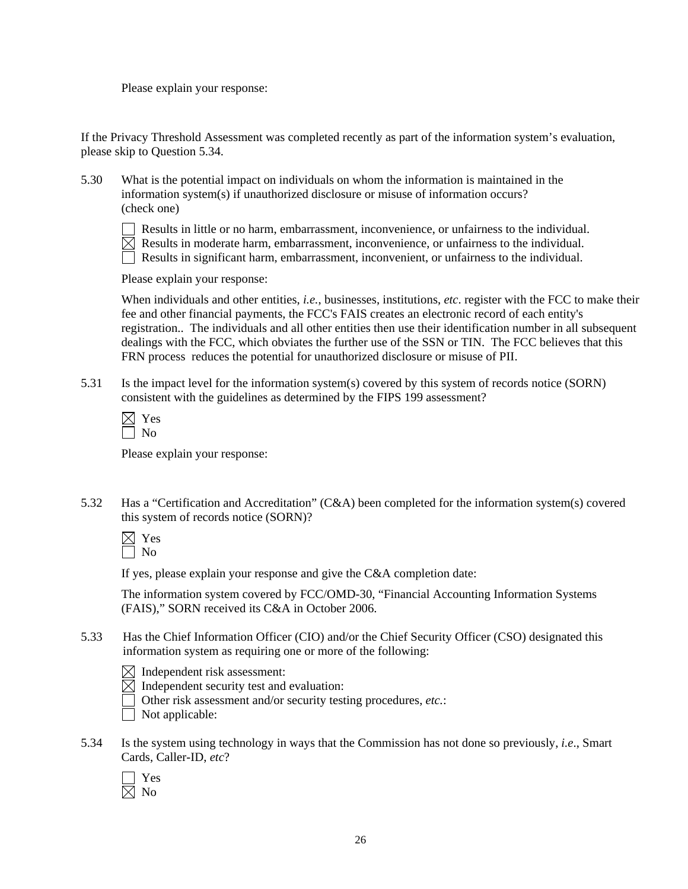Please explain your response:

If the Privacy Threshold Assessment was completed recently as part of the information system's evaluation, please skip to Question 5.34.

5.30 What is the potential impact on individuals on whom the information is maintained in the information system(s) if unauthorized disclosure or misuse of information occurs? (check one)

- ☐ Results in little or no harm, embarrassment, inconvenience, or unfairness to the individual.
- ☒ Results in moderate harm, embarrassment, inconvenience, or unfairness to the individual.
- ☐ Results in significant harm, embarrassment, inconvenient, or unfairness to the individual.

Please explain your response:

When individuals and other entities, *i.e.*, businesses, institutions, *etc*. register with the FCC to make their fee and other financial payments, the FCC's FAIS creates an electronic record of each entity's registration.. The individuals and all other entities then use their identification number in all subsequent dealings with the FCC, which obviates the further use of the SSN or TIN. The FCC believes that this FRN process reduces the potential for unauthorized disclosure or misuse of PII.

5.31 Is the impact level for the information system(s) covered by this system of records notice (SORN) consistent with the guidelines as determined by the FIPS 199 assessment?

- ☒ Yes
- ☐ No

Please explain your response:

5.32 Has a "Certification and Accreditation" (C&A) been completed for the information system(s) covered this system of records notice (SORN)?

- ☒ Yes
- ☐ No

If yes, please explain your response and give the C&A completion date:

The information system covered by FCC/OMD-30, "Financial Accounting Information Systems (FAIS)," SORN received its C&A in October 2006.

5.33 Has the Chief Information Officer (CIO) and/or the Chief Security Officer (CSO) designated this information system as requiring one or more of the following:

- ☒ Independent risk assessment:
- ☒ Independent security test and evaluation:
- ☐ Other risk assessment and/or security testing procedures, *etc.*:
- ☐ Not applicable:

5.34 Is the system using technology in ways that the Commission has not done so previously, *i.e.*, Smart Cards, Caller-ID, *etc*?

- ☐ Yes
- ☒ No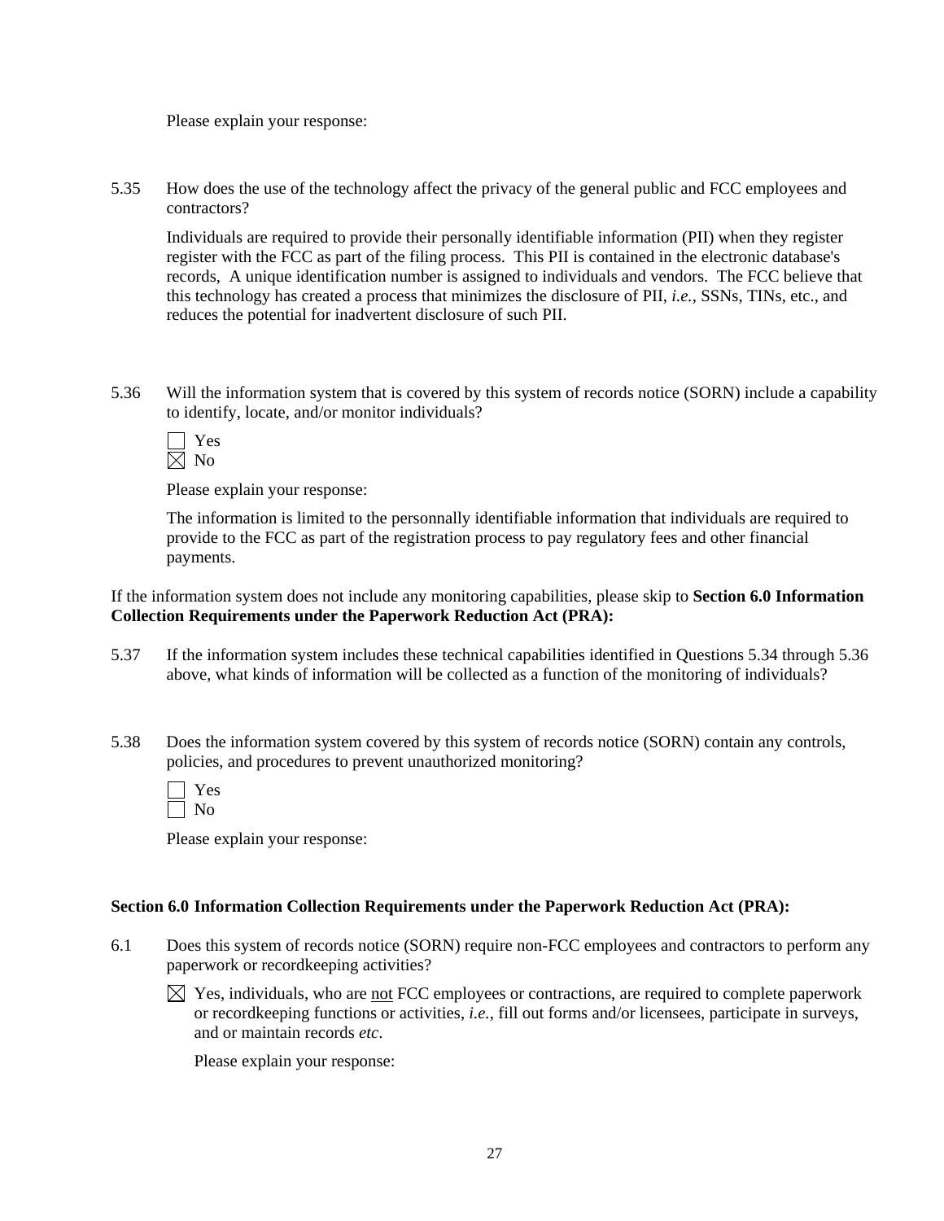Please explain your response:

5.35 How does the use of the technology affect the privacy of the general public and FCC employees and contractors?

Individuals are required to provide their personally identifiable information (PII) when they register register with the FCC as part of the filing process. This PII is contained in the electronic database's records, A unique identification number is assigned to individuals and vendors. The FCC believe that this technology has created a process that minimizes the disclosure of PII, *i.e.*, SSNs, TINs, etc., and reduces the potential for inadvertent disclosure of such PII.

5.36 Will the information system that is covered by this system of records notice (SORN) include a capability to identify, locate, and/or monitor individuals?

☐ Yes
☒ No

Please explain your response:

The information is limited to the personnally identifiable information that individuals are required to provide to the FCC as part of the registration process to pay regulatory fees and other financial payments.

If the information system does not include any monitoring capabilities, please skip to **Section 6.0 Information Collection Requirements under the Paperwork Reduction Act (PRA):**

5.37 If the information system includes these technical capabilities identified in Questions 5.34 through 5.36 above, what kinds of information will be collected as a function of the monitoring of individuals?

5.38 Does the information system covered by this system of records notice (SORN) contain any controls, policies, and procedures to prevent unauthorized monitoring?

☐ Yes
☐ No

Please explain your response:

**Section 6.0 Information Collection Requirements under the Paperwork Reduction Act (PRA):**

6.1 Does this system of records notice (SORN) require non-FCC employees and contractors to perform any paperwork or recordkeeping activities?

☒ Yes, individuals, who are not FCC employees or contractions, are required to complete paperwork or recordkeeping functions or activities, *i.e.*, fill out forms and/or licensees, participate in surveys, and or maintain records *etc*.

Please explain your response: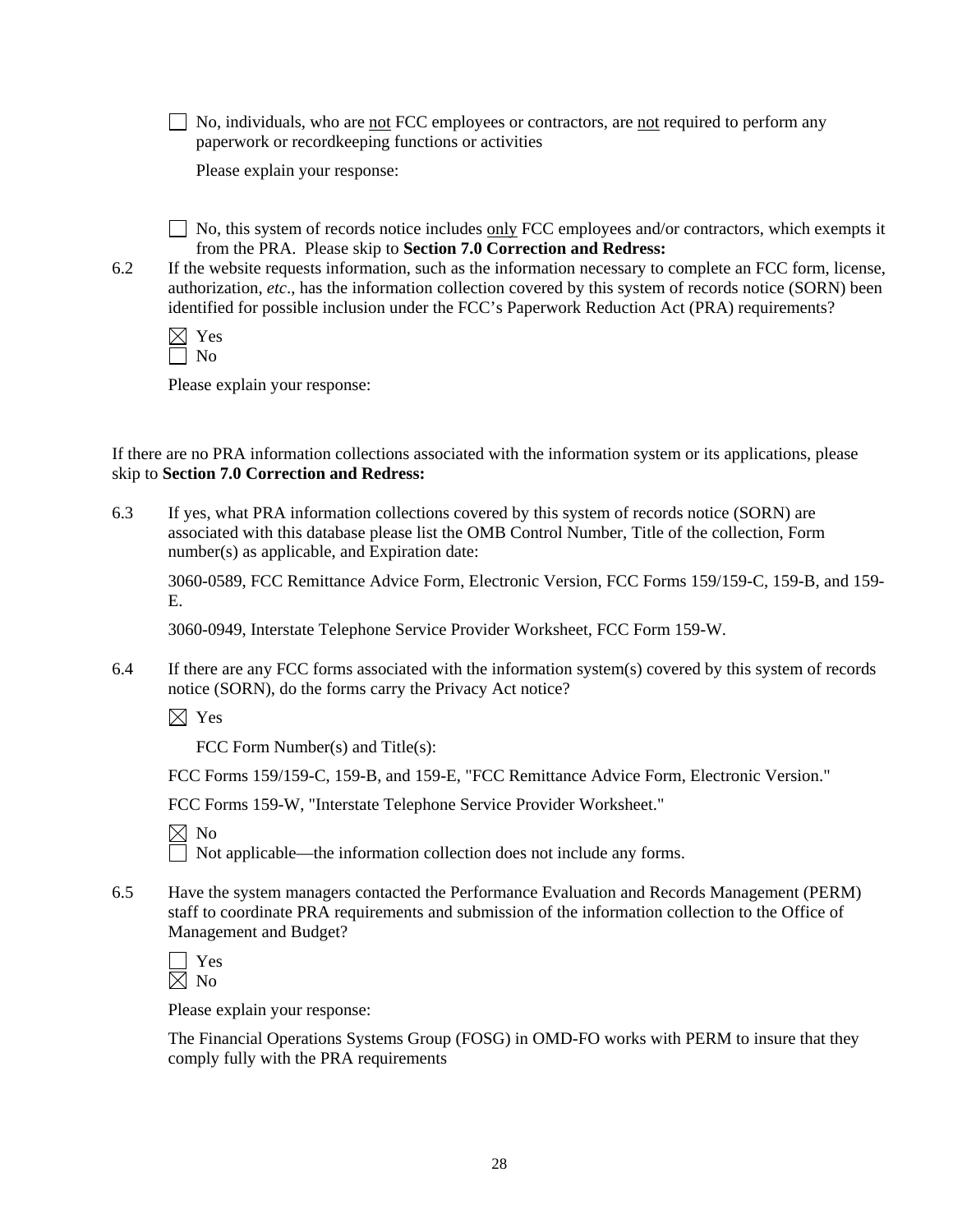☐ No, individuals, who are <u>not</u> FCC employees or contractors, are <u>not</u> required to perform any paperwork or recordkeeping functions or activities

Please explain your response:

☐ No, this system of records notice includes <u>only</u> FCC employees and/or contractors, which exempts it from the PRA. Please skip to **Section 7.0 Correction and Redress:**

6.2 If the website requests information, such as the information necessary to complete an FCC form, license, authorization, *etc*., has the information collection covered by this system of records notice (SORN) been identified for possible inclusion under the FCC's Paperwork Reduction Act (PRA) requirements?

☒ Yes
☐ No

Please explain your response:

If there are no PRA information collections associated with the information system or its applications, please skip to **Section 7.0 Correction and Redress:**

6.3 If yes, what PRA information collections covered by this system of records notice (SORN) are associated with this database please list the OMB Control Number, Title of the collection, Form number(s) as applicable, and Expiration date:

3060-0589, FCC Remittance Advice Form, Electronic Version, FCC Forms 159/159-C, 159-B, and 159-E.

3060-0949, Interstate Telephone Service Provider Worksheet, FCC Form 159-W.

6.4 If there are any FCC forms associated with the information system(s) covered by this system of records notice (SORN), do the forms carry the Privacy Act notice?

☒ Yes

FCC Form Number(s) and Title(s):

FCC Forms 159/159-C, 159-B, and 159-E, "FCC Remittance Advice Form, Electronic Version."

FCC Forms 159-W, "Interstate Telephone Service Provider Worksheet."

☒ No
☐ Not applicable—the information collection does not include any forms.

6.5 Have the system managers contacted the Performance Evaluation and Records Management (PERM) staff to coordinate PRA requirements and submission of the information collection to the Office of Management and Budget?

☐ Yes
☒ No

Please explain your response:

The Financial Operations Systems Group (FOSG) in OMD-FO works with PERM to insure that they comply fully with the PRA requirements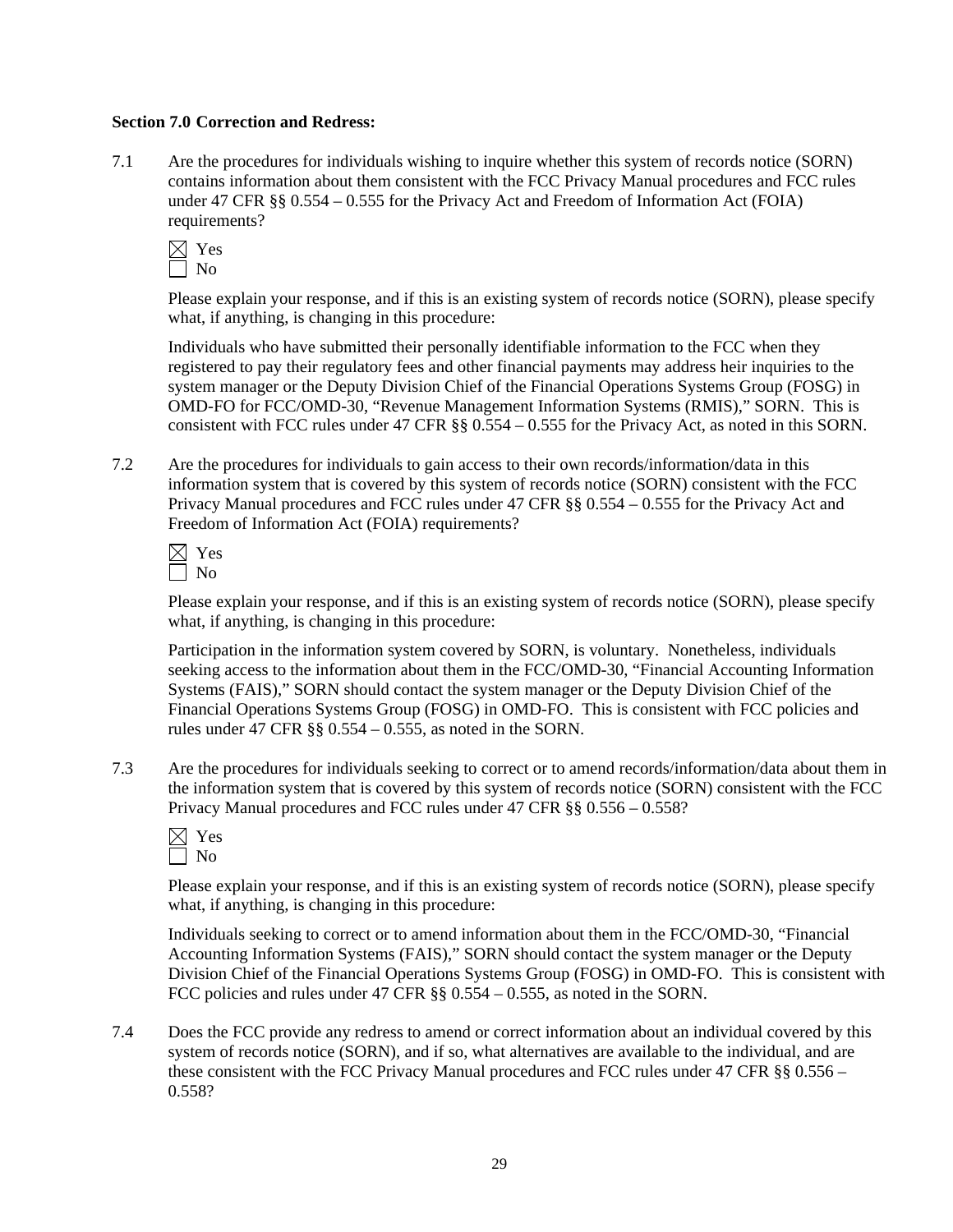**Section 7.0 Correction and Redress:**

7.1 Are the procedures for individuals wishing to inquire whether this system of records notice (SORN) contains information about them consistent with the FCC Privacy Manual procedures and FCC rules under 47 CFR §§ 0.554 – 0.555 for the Privacy Act and Freedom of Information Act (FOIA) requirements?

☒ Yes
☐ No

Please explain your response, and if this is an existing system of records notice (SORN), please specify what, if anything, is changing in this procedure:

Individuals who have submitted their personally identifiable information to the FCC when they registered to pay their regulatory fees and other financial payments may address heir inquiries to the system manager or the Deputy Division Chief of the Financial Operations Systems Group (FOSG) in OMD-FO for FCC/OMD-30, "Revenue Management Information Systems (RMIS)," SORN. This is consistent with FCC rules under 47 CFR §§ 0.554 – 0.555 for the Privacy Act, as noted in this SORN.

7.2 Are the procedures for individuals to gain access to their own records/information/data in this information system that is covered by this system of records notice (SORN) consistent with the FCC Privacy Manual procedures and FCC rules under 47 CFR §§ 0.554 – 0.555 for the Privacy Act and Freedom of Information Act (FOIA) requirements?

☒ Yes
☐ No

Please explain your response, and if this is an existing system of records notice (SORN), please specify what, if anything, is changing in this procedure:

Participation in the information system covered by SORN, is voluntary. Nonetheless, individuals seeking access to the information about them in the FCC/OMD-30, "Financial Accounting Information Systems (FAIS)," SORN should contact the system manager or the Deputy Division Chief of the Financial Operations Systems Group (FOSG) in OMD-FO. This is consistent with FCC policies and rules under 47 CFR §§ 0.554 – 0.555, as noted in the SORN.

7.3 Are the procedures for individuals seeking to correct or to amend records/information/data about them in the information system that is covered by this system of records notice (SORN) consistent with the FCC Privacy Manual procedures and FCC rules under 47 CFR §§ 0.556 – 0.558?

☒ Yes
☐ No

Please explain your response, and if this is an existing system of records notice (SORN), please specify what, if anything, is changing in this procedure:

Individuals seeking to correct or to amend information about them in the FCC/OMD-30, "Financial Accounting Information Systems (FAIS)," SORN should contact the system manager or the Deputy Division Chief of the Financial Operations Systems Group (FOSG) in OMD-FO. This is consistent with FCC policies and rules under 47 CFR §§ 0.554 – 0.555, as noted in the SORN.

7.4 Does the FCC provide any redress to amend or correct information about an individual covered by this system of records notice (SORN), and if so, what alternatives are available to the individual, and are these consistent with the FCC Privacy Manual procedures and FCC rules under 47 CFR §§ 0.556 – 0.558?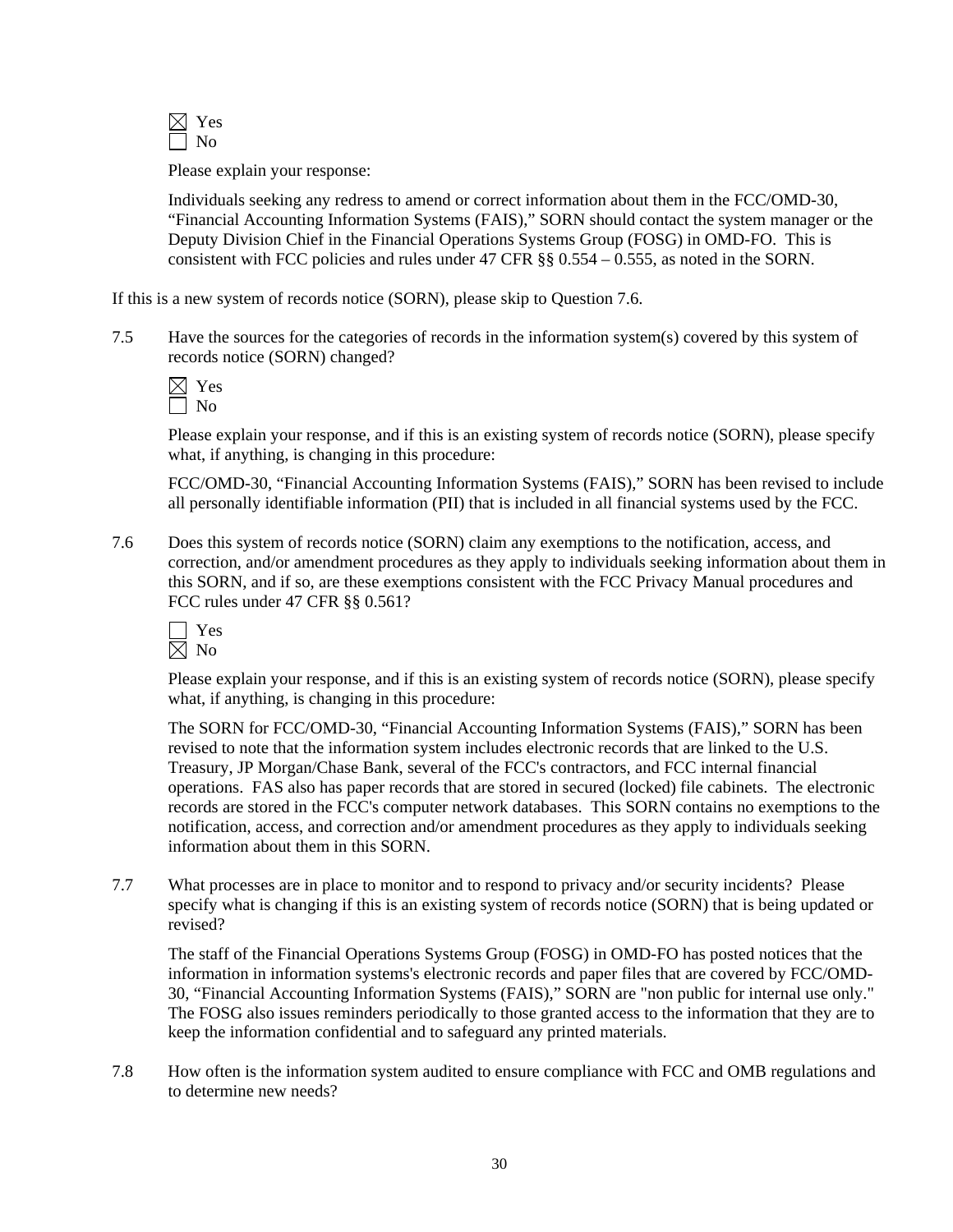☒ Yes
☐ No

Please explain your response:

Individuals seeking any redress to amend or correct information about them in the FCC/OMD-30, "Financial Accounting Information Systems (FAIS)," SORN should contact the system manager or the Deputy Division Chief in the Financial Operations Systems Group (FOSG) in OMD-FO. This is consistent with FCC policies and rules under 47 CFR §§ 0.554 – 0.555, as noted in the SORN.

If this is a new system of records notice (SORN), please skip to Question 7.6.

7.5 Have the sources for the categories of records in the information system(s) covered by this system of records notice (SORN) changed?

☒ Yes
☐ No

Please explain your response, and if this is an existing system of records notice (SORN), please specify what, if anything, is changing in this procedure:

FCC/OMD-30, "Financial Accounting Information Systems (FAIS)," SORN has been revised to include all personally identifiable information (PII) that is included in all financial systems used by the FCC.

7.6 Does this system of records notice (SORN) claim any exemptions to the notification, access, and correction, and/or amendment procedures as they apply to individuals seeking information about them in this SORN, and if so, are these exemptions consistent with the FCC Privacy Manual procedures and FCC rules under 47 CFR §§ 0.561?

☐ Yes
☒ No

Please explain your response, and if this is an existing system of records notice (SORN), please specify what, if anything, is changing in this procedure:

The SORN for FCC/OMD-30, "Financial Accounting Information Systems (FAIS)," SORN has been revised to note that the information system includes electronic records that are linked to the U.S. Treasury, JP Morgan/Chase Bank, several of the FCC's contractors, and FCC internal financial operations. FAS also has paper records that are stored in secured (locked) file cabinets. The electronic records are stored in the FCC's computer network databases. This SORN contains no exemptions to the notification, access, and correction and/or amendment procedures as they apply to individuals seeking information about them in this SORN.

7.7 What processes are in place to monitor and to respond to privacy and/or security incidents? Please specify what is changing if this is an existing system of records notice (SORN) that is being updated or revised?

The staff of the Financial Operations Systems Group (FOSG) in OMD-FO has posted notices that the information in information systems's electronic records and paper files that are covered by FCC/OMD-30, "Financial Accounting Information Systems (FAIS)," SORN are "non public for internal use only." The FOSG also issues reminders periodically to those granted access to the information that they are to keep the information confidential and to safeguard any printed materials.

7.8 How often is the information system audited to ensure compliance with FCC and OMB regulations and to determine new needs?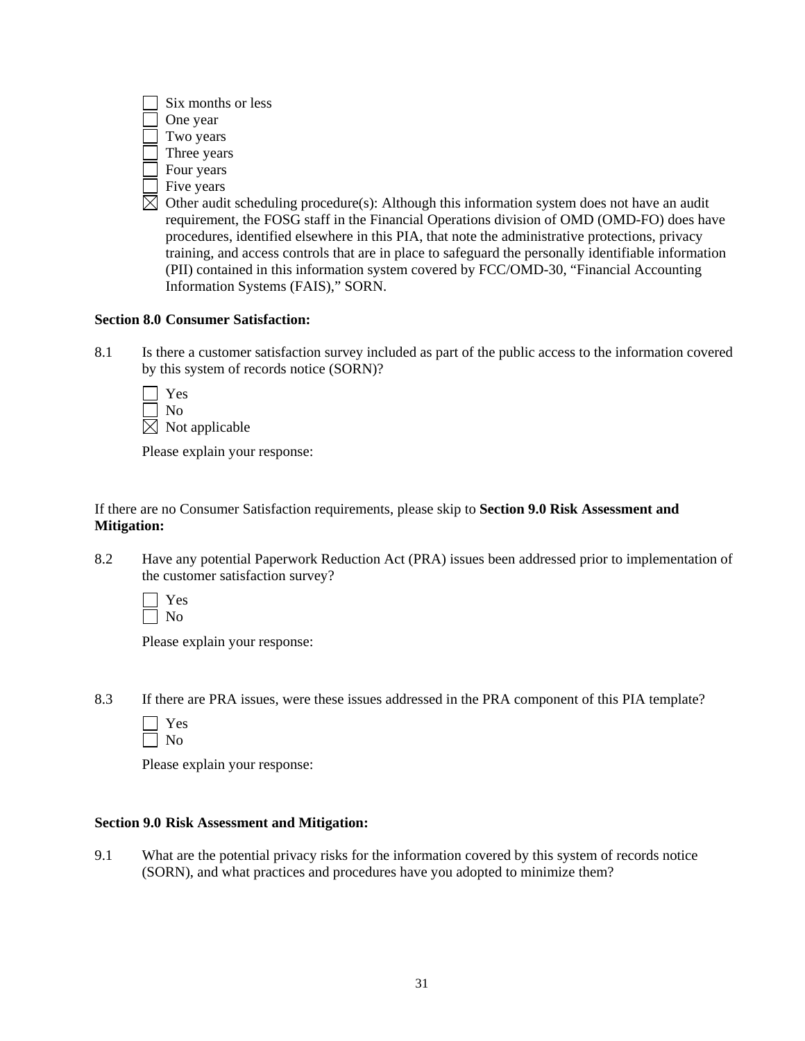- ☐ Six months or less
- ☐ One year
- ☐ Two years
- ☐ Three years
- ☐ Four years
- ☐ Five years
- ☒ Other audit scheduling procedure(s): Although this information system does not have an audit requirement, the FOSG staff in the Financial Operations division of OMD (OMD-FO) does have procedures, identified elsewhere in this PIA, that note the administrative protections, privacy training, and access controls that are in place to safeguard the personally identifiable information (PII) contained in this information system covered by FCC/OMD-30, "Financial Accounting Information Systems (FAIS)," SORN.

**Section 8.0 Consumer Satisfaction:**

8.1 Is there a customer satisfaction survey included as part of the public access to the information covered by this system of records notice (SORN)?

- ☐ Yes
- ☐ No
- ☒ Not applicable

Please explain your response:

If there are no Consumer Satisfaction requirements, please skip to **Section 9.0 Risk Assessment and Mitigation:**

8.2 Have any potential Paperwork Reduction Act (PRA) issues been addressed prior to implementation of the customer satisfaction survey?

- ☐ Yes
- ☐ No

Please explain your response:

8.3 If there are PRA issues, were these issues addressed in the PRA component of this PIA template?

- ☐ Yes
- ☐ No

Please explain your response:

**Section 9.0 Risk Assessment and Mitigation:**

9.1 What are the potential privacy risks for the information covered by this system of records notice (SORN), and what practices and procedures have you adopted to minimize them?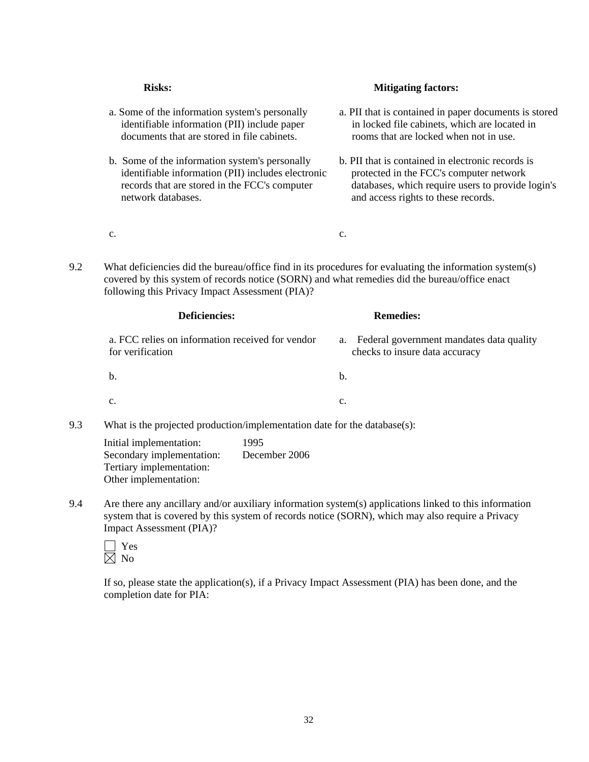| Risks: | Mitigating factors: |
|---|---|
| a. Some of the information system's personally identifiable information (PII) include paper documents that are stored in file cabinets. | a. PII that is contained in paper documents is stored in locked file cabinets, which are located in rooms that are locked when not in use. |
| b. Some of the information system's personally identifiable information (PII) includes electronic records that are stored in the FCC's computer network databases. | b. PII that is contained in electronic records is protected in the FCC's computer network databases, which require users to provide login's and access rights to these records. |
| c. | c. |

9.2 What deficiencies did the bureau/office find in its procedures for evaluating the information system(s) covered by this system of records notice (SORN) and what remedies did the bureau/office enact following this Privacy Impact Assessment (PIA)?

| Deficiencies: | Remedies: |
|---|---|
| a. FCC relies on information received for vendor for verification | a. Federal government mandates data quality checks to insure data accuracy |
| b. | b. |
| c. | c. |

9.3 What is the projected production/implementation date for the database(s):

| | |
|---|---|
| Initial implementation: | 1995 |
| Secondary implementation: | December 2006 |
| Tertiary implementation: | |
| Other implementation: | |

9.4 Are there any ancillary and/or auxiliary information system(s) applications linked to this information system that is covered by this system of records notice (SORN), which may also require a Privacy Impact Assessment (PIA)?

☐ Yes
☒ No

If so, please state the application(s), if a Privacy Impact Assessment (PIA) has been done, and the completion date for PIA: